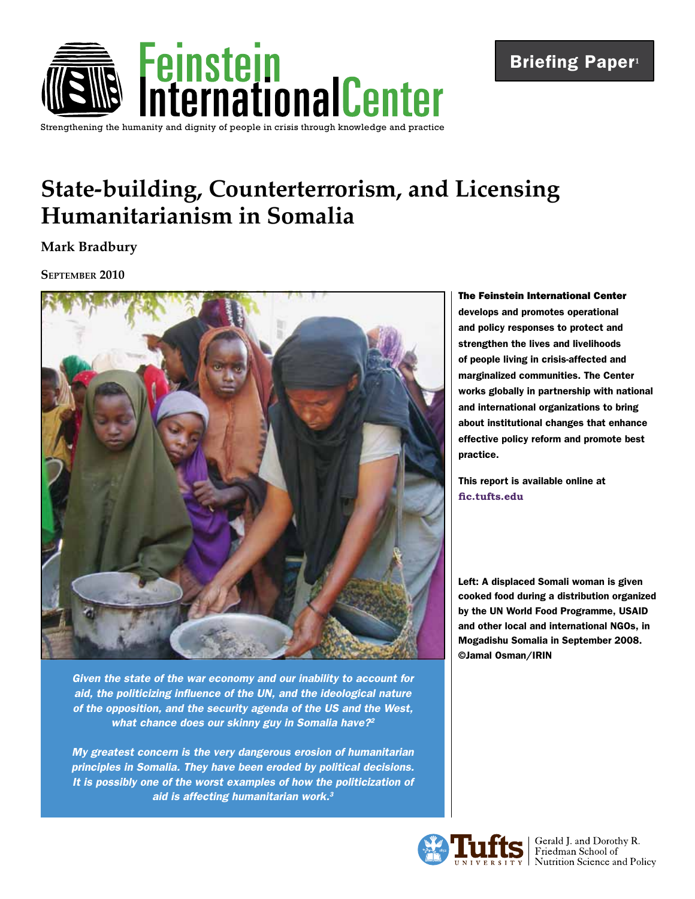Feinstein International Center

Strengthening the humanity and dignity of people in crisis through knowledge and practice

Briefing Paper[1]

# State-building, Counterterrorism, and Licensing Humanitarianism in Somalia

**Mark Bradbury**

**September 2010**

Left: A displaced Somali woman is given cooked food during a distribution organized by the UN World Food Programme, USAID and other local and international NGOs, in Mogadishu Somalia in September 2008. ©Jamal Osman/IRIN

*Given the state of the war economy and our inability to account for aid, the politicizing influence of the UN, and the ideological nature of the opposition, and the security agenda of the US and the West, what chance does our skinny guy in Somalia have?[2]*

*My greatest concern is the very dangerous erosion of humanitarian principles in Somalia. They have been eroded by political decisions. It is possibly one of the worst examples of how the politicization of aid is affecting humanitarian work.[3]*

**The Feinstein International Center develops and promotes operational and policy responses to protect and strengthen the lives and livelihoods of people living in crisis-affected and marginalized communities. The Center works globally in partnership with national and international organizations to bring about institutional changes that enhance effective policy reform and promote best practice.**

This report is available online at **fic.tufts.edu**

Tufts University | Gerald J. and Dorothy R. Friedman School of Nutrition Science and Policy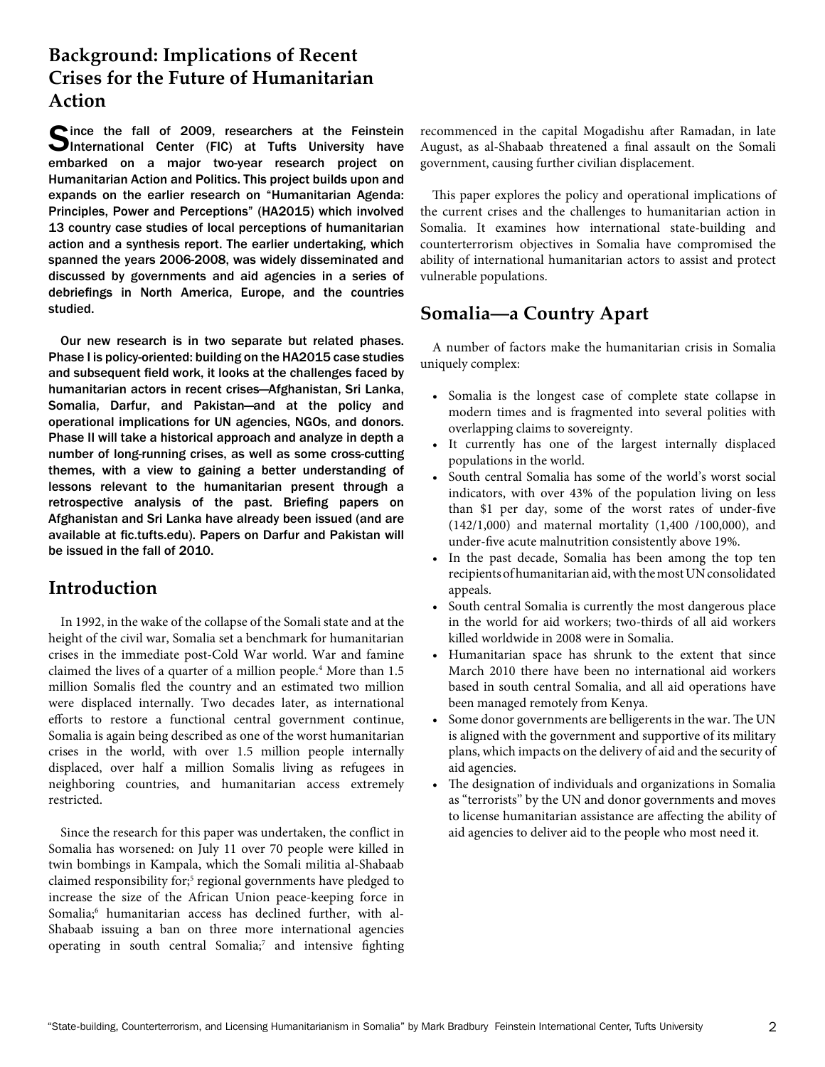## Background: Implications of Recent Crises for the Future of Humanitarian Action

Since the fall of 2009, researchers at the Feinstein International Center (FIC) at Tufts University have embarked on a major two-year research project on Humanitarian Action and Politics. This project builds upon and expands on the earlier research on "Humanitarian Agenda: Principles, Power and Perceptions" (HA2015) which involved 13 country case studies of local perceptions of humanitarian action and a synthesis report. The earlier undertaking, which spanned the years 2006-2008, was widely disseminated and discussed by governments and aid agencies in a series of debriefings in North America, Europe, and the countries studied.

Our new research is in two separate but related phases. Phase I is policy-oriented: building on the HA2015 case studies and subsequent field work, it looks at the challenges faced by humanitarian actors in recent crises—Afghanistan, Sri Lanka, Somalia, Darfur, and Pakistan—and at the policy and operational implications for UN agencies, NGOs, and donors. Phase II will take a historical approach and analyze in depth a number of long-running crises, as well as some cross-cutting themes, with a view to gaining a better understanding of lessons relevant to the humanitarian present through a retrospective analysis of the past. Briefing papers on Afghanistan and Sri Lanka have already been issued (and are available at fic.tufts.edu). Papers on Darfur and Pakistan will be issued in the fall of 2010.

## Introduction

In 1992, in the wake of the collapse of the Somali state and at the height of the civil war, Somalia set a benchmark for humanitarian crises in the immediate post-Cold War world. War and famine claimed the lives of a quarter of a million people.[4] More than 1.5 million Somalis fled the country and an estimated two million were displaced internally. Two decades later, as international efforts to restore a functional central government continue, Somalia is again being described as one of the worst humanitarian crises in the world, with over 1.5 million people internally displaced, over half a million Somalis living as refugees in neighboring countries, and humanitarian access extremely restricted.

Since the research for this paper was undertaken, the conflict in Somalia has worsened: on July 11 over 70 people were killed in twin bombings in Kampala, which the Somali militia al-Shabaab claimed responsibility for;[5] regional governments have pledged to increase the size of the African Union peace-keeping force in Somalia;[6] humanitarian access has declined further, with al-Shabaab issuing a ban on three more international agencies operating in south central Somalia;[7] and intensive fighting recommenced in the capital Mogadishu after Ramadan, in late August, as al-Shabaab threatened a final assault on the Somali government, causing further civilian displacement.

This paper explores the policy and operational implications of the current crises and the challenges to humanitarian action in Somalia. It examines how international state-building and counterterrorism objectives in Somalia have compromised the ability of international humanitarian actors to assist and protect vulnerable populations.

## Somalia—a Country Apart

A number of factors make the humanitarian crisis in Somalia uniquely complex:

- Somalia is the longest case of complete state collapse in modern times and is fragmented into several polities with overlapping claims to sovereignty.
- It currently has one of the largest internally displaced populations in the world.
- South central Somalia has some of the world's worst social indicators, with over 43% of the population living on less than $1 per day, some of the worst rates of under-five (142/1,000) and maternal mortality (1,400 /100,000), and under-five acute malnutrition consistently above 19%.
- In the past decade, Somalia has been among the top ten recipients of humanitarian aid, with the most UN consolidated appeals.
- South central Somalia is currently the most dangerous place in the world for aid workers; two-thirds of all aid workers killed worldwide in 2008 were in Somalia.
- Humanitarian space has shrunk to the extent that since March 2010 there have been no international aid workers based in south central Somalia, and all aid operations have been managed remotely from Kenya.
- Some donor governments are belligerents in the war. The UN is aligned with the government and supportive of its military plans, which impacts on the delivery of aid and the security of aid agencies.
- The designation of individuals and organizations in Somalia as "terrorists" by the UN and donor governments and moves to license humanitarian assistance are affecting the ability of aid agencies to deliver aid to the people who most need it.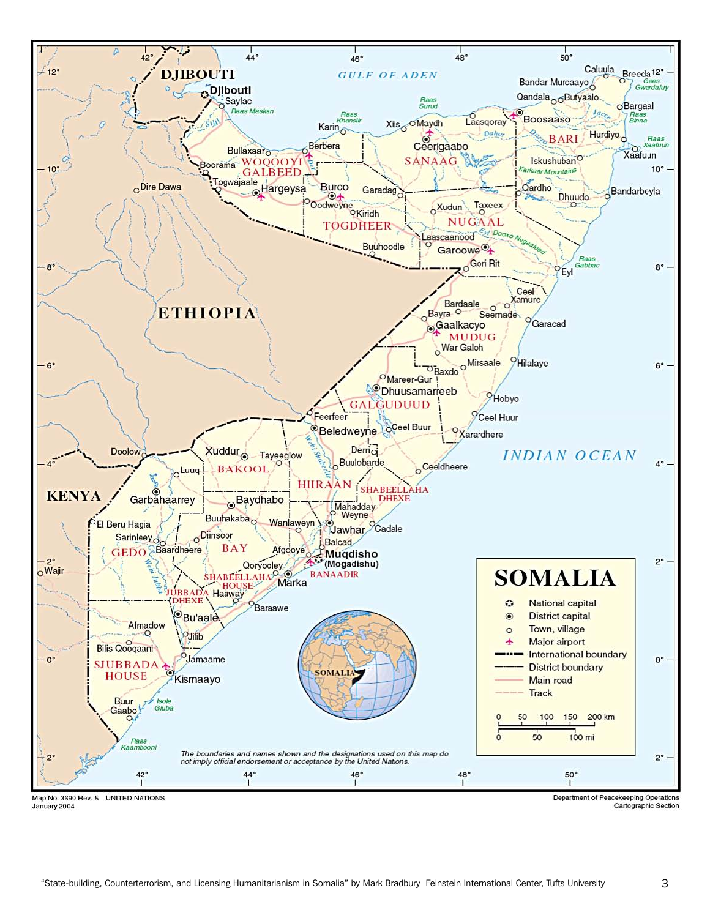# SOMALIA

- National capital
- District capital
- Town, village
- Major airport
- International boundary
- District boundary
- Main road
- Track

0 50 100 150 200 km

0 50 100 mi

*The boundaries and names shown and the designations used on this map do not imply official endorsement or acceptance by the United Nations.*

Map No. 3690 Rev. 5 UNITED NATIONS
January 2004

Department of Peacekeeping Operations
Cartographic Section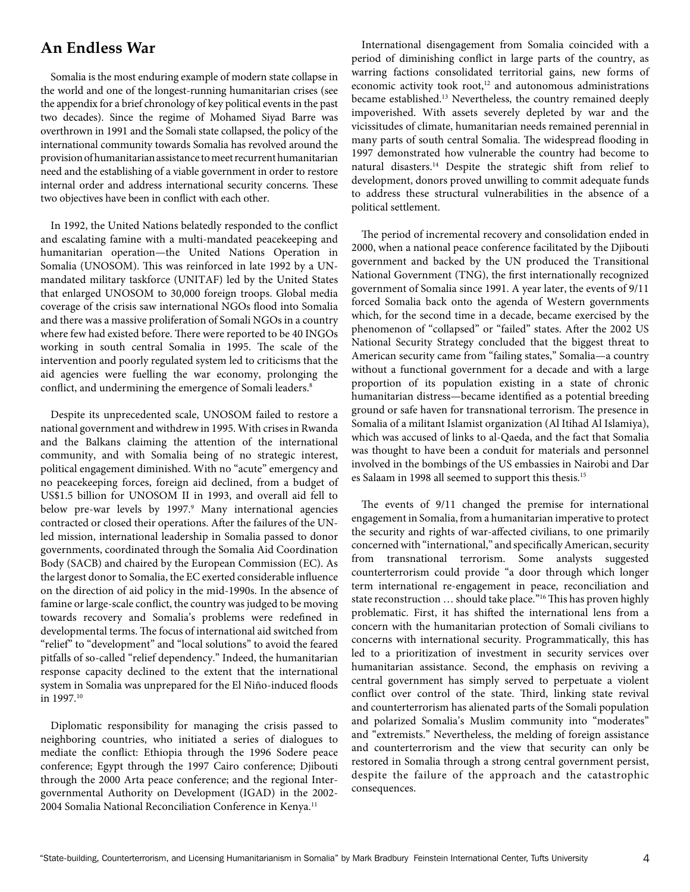## An Endless War

Somalia is the most enduring example of modern state collapse in the world and one of the longest-running humanitarian crises (see the appendix for a brief chronology of key political events in the past two decades). Since the regime of Mohamed Siyad Barre was overthrown in 1991 and the Somali state collapsed, the policy of the international community towards Somalia has revolved around the provision of humanitarian assistance to meet recurrent humanitarian need and the establishing of a viable government in order to restore internal order and address international security concerns. These two objectives have been in conflict with each other.

In 1992, the United Nations belatedly responded to the conflict and escalating famine with a multi-mandated peacekeeping and humanitarian operation—the United Nations Operation in Somalia (UNOSOM). This was reinforced in late 1992 by a UN-mandated military taskforce (UNITAF) led by the United States that enlarged UNOSOM to 30,000 foreign troops. Global media coverage of the crisis saw international NGOs flood into Somalia and there was a massive proliferation of Somali NGOs in a country where few had existed before. There were reported to be 40 INGOs working in south central Somalia in 1995. The scale of the intervention and poorly regulated system led to criticisms that the aid agencies were fuelling the war economy, prolonging the conflict, and undermining the emergence of Somali leaders.[8]

Despite its unprecedented scale, UNOSOM failed to restore a national government and withdrew in 1995. With crises in Rwanda and the Balkans claiming the attention of the international community, and with Somalia being of no strategic interest, political engagement diminished. With no "acute" emergency and no peacekeeping forces, foreign aid declined, from a budget of US$1.5 billion for UNOSOM II in 1993, and overall aid fell to below pre-war levels by 1997.[9] Many international agencies contracted or closed their operations. After the failures of the UN-led mission, international leadership in Somalia passed to donor governments, coordinated through the Somalia Aid Coordination Body (SACB) and chaired by the European Commission (EC). As the largest donor to Somalia, the EC exerted considerable influence on the direction of aid policy in the mid-1990s. In the absence of famine or large-scale conflict, the country was judged to be moving towards recovery and Somalia's problems were redefined in developmental terms. The focus of international aid switched from "relief" to "development" and "local solutions" to avoid the feared pitfalls of so-called "relief dependency." Indeed, the humanitarian response capacity declined to the extent that the international system in Somalia was unprepared for the El Niño-induced floods in 1997.[10]

Diplomatic responsibility for managing the crisis passed to neighboring countries, who initiated a series of dialogues to mediate the conflict: Ethiopia through the 1996 Sodere peace conference; Egypt through the 1997 Cairo conference; Djibouti through the 2000 Arta peace conference; and the regional Inter-governmental Authority on Development (IGAD) in the 2002-2004 Somalia National Reconciliation Conference in Kenya.[11]

International disengagement from Somalia coincided with a period of diminishing conflict in large parts of the country, as warring factions consolidated territorial gains, new forms of economic activity took root,[12] and autonomous administrations became established.[13] Nevertheless, the country remained deeply impoverished. With assets severely depleted by war and the vicissitudes of climate, humanitarian needs remained perennial in many parts of south central Somalia. The widespread flooding in 1997 demonstrated how vulnerable the country had become to natural disasters.[14] Despite the strategic shift from relief to development, donors proved unwilling to commit adequate funds to address these structural vulnerabilities in the absence of a political settlement.

The period of incremental recovery and consolidation ended in 2000, when a national peace conference facilitated by the Djibouti government and backed by the UN produced the Transitional National Government (TNG), the first internationally recognized government of Somalia since 1991. A year later, the events of 9/11 forced Somalia back onto the agenda of Western governments which, for the second time in a decade, became exercised by the phenomenon of "collapsed" or "failed" states. After the 2002 US National Security Strategy concluded that the biggest threat to American security came from "failing states," Somalia—a country without a functional government for a decade and with a large proportion of its population existing in a state of chronic humanitarian distress—became identified as a potential breeding ground or safe haven for transnational terrorism. The presence in Somalia of a militant Islamist organization (Al Itihad Al Islamiya), which was accused of links to al-Qaeda, and the fact that Somalia was thought to have been a conduit for materials and personnel involved in the bombings of the US embassies in Nairobi and Dar es Salaam in 1998 all seemed to support this thesis.[15]

The events of 9/11 changed the premise for international engagement in Somalia, from a humanitarian imperative to protect the security and rights of war-affected civilians, to one primarily concerned with "international," and specifically American, security from transnational terrorism. Some analysts suggested counterterrorism could provide "a door through which longer term international re-engagement in peace, reconciliation and state reconstruction … should take place."[16] This has proven highly problematic. First, it has shifted the international lens from a concern with the humanitarian protection of Somali civilians to concerns with international security. Programmatically, this has led to a prioritization of investment in security services over humanitarian assistance. Second, the emphasis on reviving a central government has simply served to perpetuate a violent conflict over control of the state. Third, linking state revival and counterterrorism has alienated parts of the Somali population and polarized Somalia's Muslim community into "moderates" and "extremists." Nevertheless, the melding of foreign assistance and counterterrorism and the view that security can only be restored in Somalia through a strong central government persist, despite the failure of the approach and the catastrophic consequences.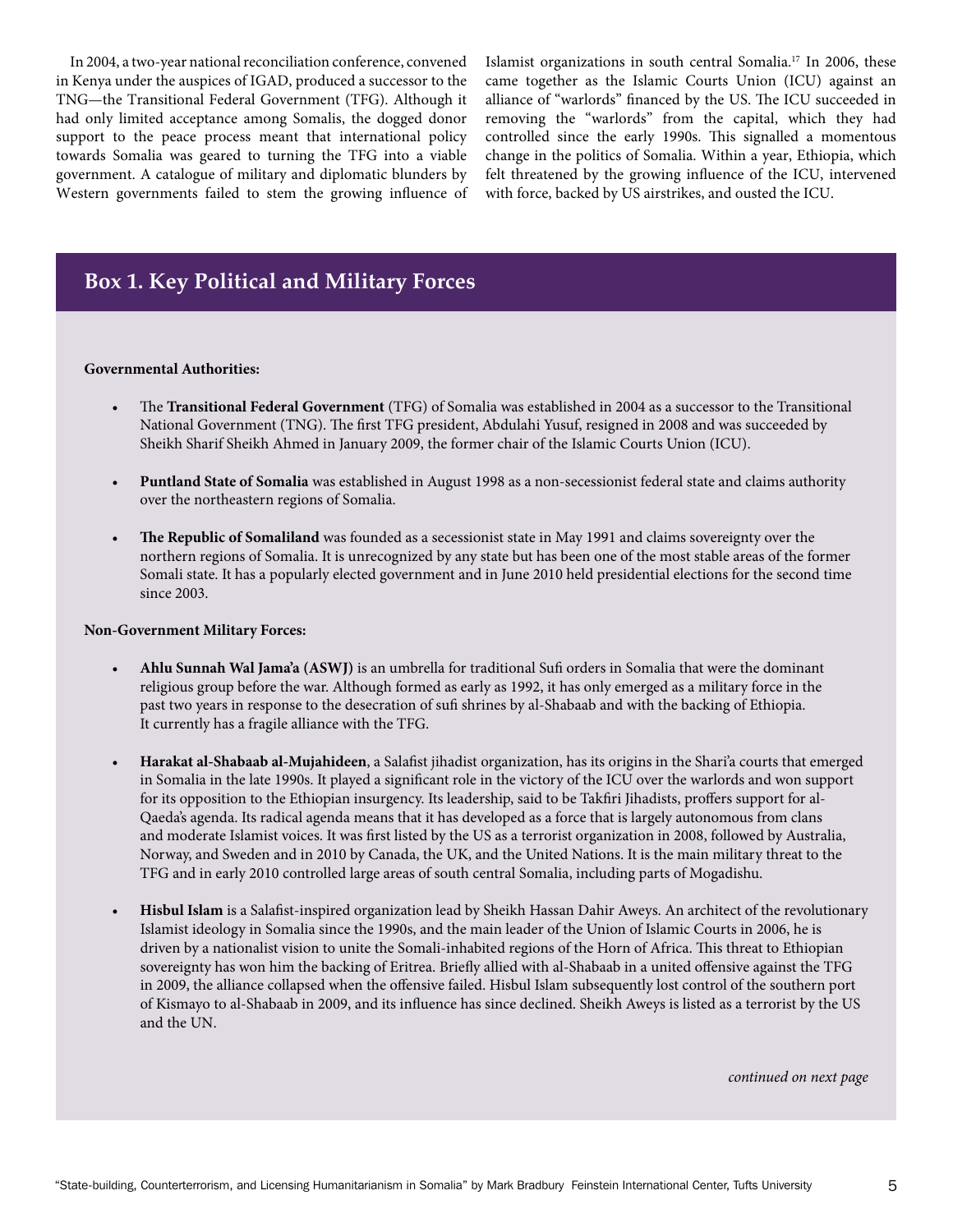In 2004, a two-year national reconciliation conference, convened in Kenya under the auspices of IGAD, produced a successor to the TNG—the Transitional Federal Government (TFG). Although it had only limited acceptance among Somalis, the dogged donor support to the peace process meant that international policy towards Somalia was geared to turning the TFG into a viable government. A catalogue of military and diplomatic blunders by Western governments failed to stem the growing influence of Islamist organizations in south central Somalia.[17] In 2006, these came together as the Islamic Courts Union (ICU) against an alliance of "warlords" financed by the US. The ICU succeeded in removing the "warlords" from the capital, which they had controlled since the early 1990s. This signalled a momentous change in the politics of Somalia. Within a year, Ethiopia, which felt threatened by the growing influence of the ICU, intervened with force, backed by US airstrikes, and ousted the ICU.

## Box 1. Key Political and Military Forces

**Governmental Authorities:**

- The **Transitional Federal Government** (TFG) of Somalia was established in 2004 as a successor to the Transitional National Government (TNG). The first TFG president, Abdulahi Yusuf, resigned in 2008 and was succeeded by Sheikh Sharif Sheikh Ahmed in January 2009, the former chair of the Islamic Courts Union (ICU).

- **Puntland State of Somalia** was established in August 1998 as a non-secessionist federal state and claims authority over the northeastern regions of Somalia.

- **The Republic of Somaliland** was founded as a secessionist state in May 1991 and claims sovereignty over the northern regions of Somalia. It is unrecognized by any state but has been one of the most stable areas of the former Somali state. It has a popularly elected government and in June 2010 held presidential elections for the second time since 2003.

**Non-Government Military Forces:**

- **Ahlu Sunnah Wal Jama'a (ASWJ)** is an umbrella for traditional Sufi orders in Somalia that were the dominant religious group before the war. Although formed as early as 1992, it has only emerged as a military force in the past two years in response to the desecration of sufi shrines by al-Shabaab and with the backing of Ethiopia. It currently has a fragile alliance with the TFG.

- **Harakat al-Shabaab al-Mujahideen**, a Salafist jihadist organization, has its origins in the Shari'a courts that emerged in Somalia in the late 1990s. It played a significant role in the victory of the ICU over the warlords and won support for its opposition to the Ethiopian insurgency. Its leadership, said to be Takfiri Jihadists, proffers support for al-Qaeda's agenda. Its radical agenda means that it has developed as a force that is largely autonomous from clans and moderate Islamist voices. It was first listed by the US as a terrorist organization in 2008, followed by Australia, Norway, and Sweden and in 2010 by Canada, the UK, and the United Nations. It is the main military threat to the TFG and in early 2010 controlled large areas of south central Somalia, including parts of Mogadishu.

- **Hisbul Islam** is a Salafist-inspired organization lead by Sheikh Hassan Dahir Aweys. An architect of the revolutionary Islamist ideology in Somalia since the 1990s, and the main leader of the Union of Islamic Courts in 2006, he is driven by a nationalist vision to unite the Somali-inhabited regions of the Horn of Africa. This threat to Ethiopian sovereignty has won him the backing of Eritrea. Briefly allied with al-Shabaab in a united offensive against the TFG in 2009, the alliance collapsed when the offensive failed. Hisbul Islam subsequently lost control of the southern port of Kismayo to al-Shabaab in 2009, and its influence has since declined. Sheikh Aweys is listed as a terrorist by the US and the UN.

*continued on next page*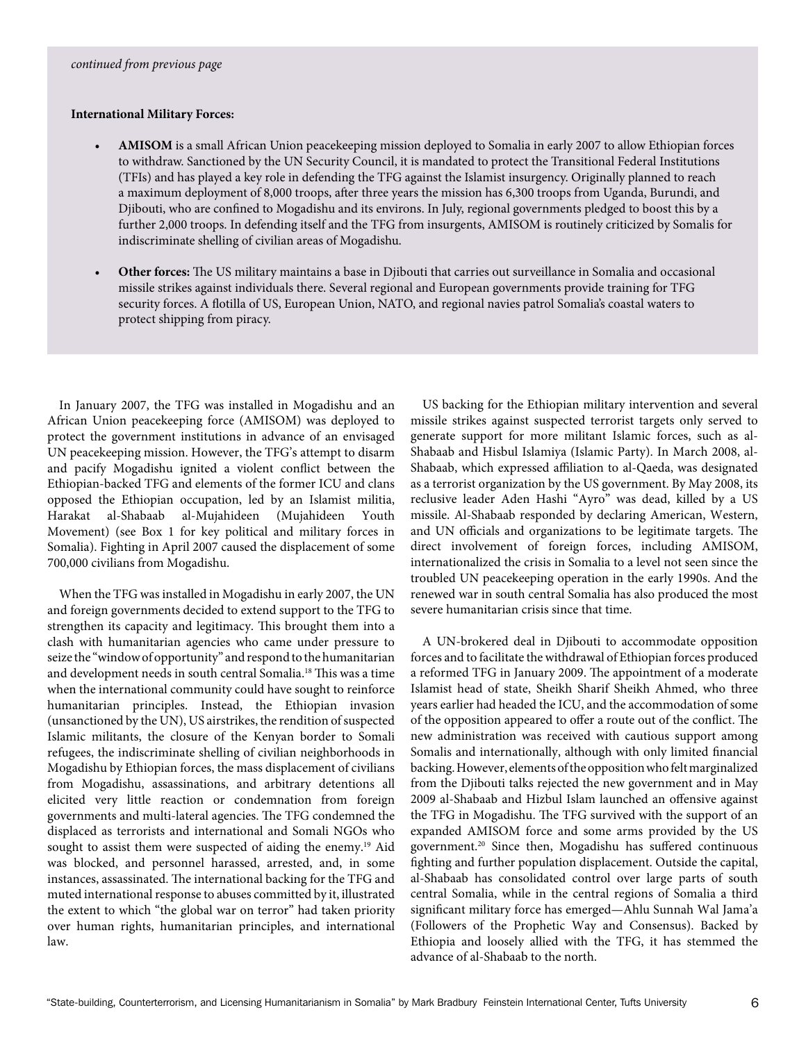*continued from previous page*

**International Military Forces:**

- **AMISOM** is a small African Union peacekeeping mission deployed to Somalia in early 2007 to allow Ethiopian forces to withdraw. Sanctioned by the UN Security Council, it is mandated to protect the Transitional Federal Institutions (TFIs) and has played a key role in defending the TFG against the Islamist insurgency. Originally planned to reach a maximum deployment of 8,000 troops, after three years the mission has 6,300 troops from Uganda, Burundi, and Djibouti, who are confined to Mogadishu and its environs. In July, regional governments pledged to boost this by a further 2,000 troops. In defending itself and the TFG from insurgents, AMISOM is routinely criticized by Somalis for indiscriminate shelling of civilian areas of Mogadishu.

- **Other forces:** The US military maintains a base in Djibouti that carries out surveillance in Somalia and occasional missile strikes against individuals there. Several regional and European governments provide training for TFG security forces. A flotilla of US, European Union, NATO, and regional navies patrol Somalia's coastal waters to protect shipping from piracy.

In January 2007, the TFG was installed in Mogadishu and an African Union peacekeeping force (AMISOM) was deployed to protect the government institutions in advance of an envisaged UN peacekeeping mission. However, the TFG's attempt to disarm and pacify Mogadishu ignited a violent conflict between the Ethiopian-backed TFG and elements of the former ICU and clans opposed the Ethiopian occupation, led by an Islamist militia, Harakat al-Shabaab al-Mujahideen (Mujahideen Youth Movement) (see Box 1 for key political and military forces in Somalia). Fighting in April 2007 caused the displacement of some 700,000 civilians from Mogadishu.

When the TFG was installed in Mogadishu in early 2007, the UN and foreign governments decided to extend support to the TFG to strengthen its capacity and legitimacy. This brought them into a clash with humanitarian agencies who came under pressure to seize the "window of opportunity" and respond to the humanitarian and development needs in south central Somalia.[18] This was a time when the international community could have sought to reinforce humanitarian principles. Instead, the Ethiopian invasion (unsanctioned by the UN), US airstrikes, the rendition of suspected Islamic militants, the closure of the Kenyan border to Somali refugees, the indiscriminate shelling of civilian neighborhoods in Mogadishu by Ethiopian forces, the mass displacement of civilians from Mogadishu, assassinations, and arbitrary detentions all elicited very little reaction or condemnation from foreign governments and multi-lateral agencies. The TFG condemned the displaced as terrorists and international and Somali NGOs who sought to assist them were suspected of aiding the enemy.[19] Aid was blocked, and personnel harassed, arrested, and, in some instances, assassinated. The international backing for the TFG and muted international response to abuses committed by it, illustrated the extent to which "the global war on terror" had taken priority over human rights, humanitarian principles, and international law.

US backing for the Ethiopian military intervention and several missile strikes against suspected terrorist targets only served to generate support for more militant Islamic forces, such as al-Shabaab and Hisbul Islamiya (Islamic Party). In March 2008, al-Shabaab, which expressed affiliation to al-Qaeda, was designated as a terrorist organization by the US government. By May 2008, its reclusive leader Aden Hashi "Ayro" was dead, killed by a US missile. Al-Shabaab responded by declaring American, Western, and UN officials and organizations to be legitimate targets. The direct involvement of foreign forces, including AMISOM, internationalized the crisis in Somalia to a level not seen since the troubled UN peacekeeping operation in the early 1990s. And the renewed war in south central Somalia has also produced the most severe humanitarian crisis since that time.

A UN-brokered deal in Djibouti to accommodate opposition forces and to facilitate the withdrawal of Ethiopian forces produced a reformed TFG in January 2009. The appointment of a moderate Islamist head of state, Sheikh Sharif Sheikh Ahmed, who three years earlier had headed the ICU, and the accommodation of some of the opposition appeared to offer a route out of the conflict. The new administration was received with cautious support among Somalis and internationally, although with only limited financial backing. However, elements of the opposition who felt marginalized from the Djibouti talks rejected the new government and in May 2009 al-Shabaab and Hizbul Islam launched an offensive against the TFG in Mogadishu. The TFG survived with the support of an expanded AMISOM force and some arms provided by the US government.[20] Since then, Mogadishu has suffered continuous fighting and further population displacement. Outside the capital, al-Shabaab has consolidated control over large parts of south central Somalia, while in the central regions of Somalia a third significant military force has emerged—Ahlu Sunnah Wal Jama'a (Followers of the Prophetic Way and Consensus). Backed by Ethiopia and loosely allied with the TFG, it has stemmed the advance of al-Shabaab to the north.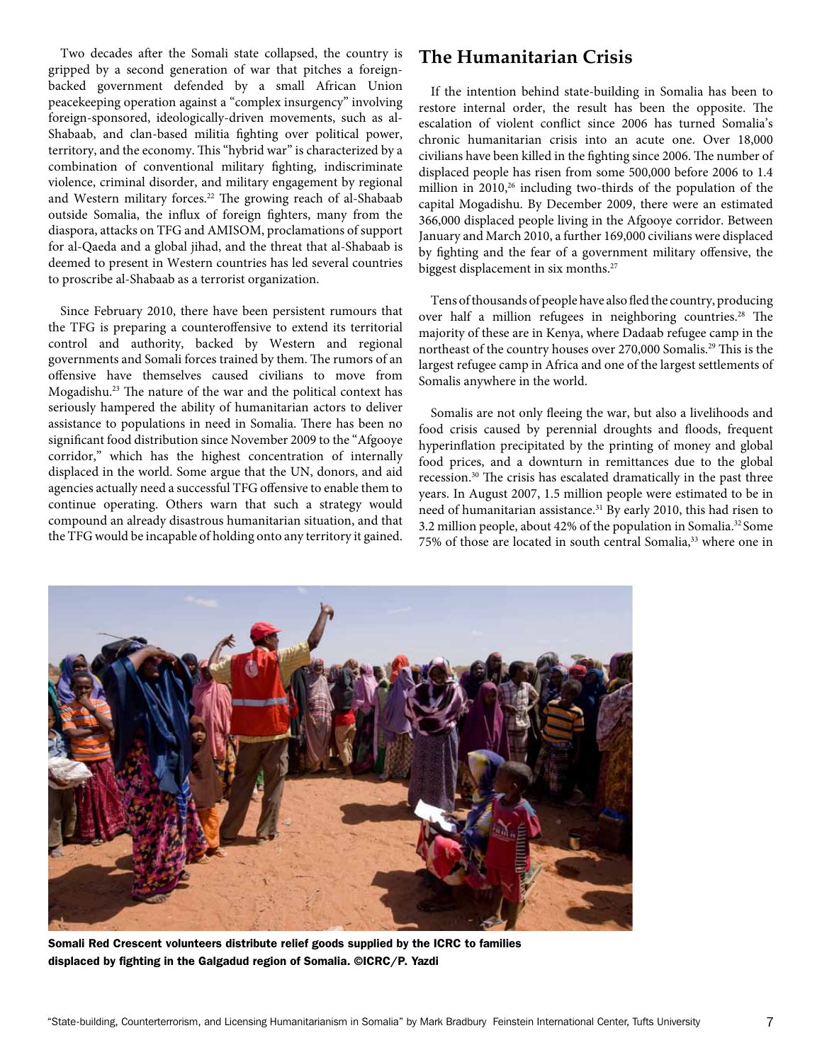Two decades after the Somali state collapsed, the country is gripped by a second generation of war that pitches a foreign-backed government defended by a small African Union peacekeeping operation against a "complex insurgency" involving foreign-sponsored, ideologically-driven movements, such as al-Shabaab, and clan-based militia fighting over political power, territory, and the economy. This "hybrid war" is characterized by a combination of conventional military fighting, indiscriminate violence, criminal disorder, and military engagement by regional and Western military forces.[22] The growing reach of al-Shabaab outside Somalia, the influx of foreign fighters, many from the diaspora, attacks on TFG and AMISOM, proclamations of support for al-Qaeda and a global jihad, and the threat that al-Shabaab is deemed to present in Western countries has led several countries to proscribe al-Shabaab as a terrorist organization.

Since February 2010, there have been persistent rumours that the TFG is preparing a counteroffensive to extend its territorial control and authority, backed by Western and regional governments and Somali forces trained by them. The rumors of an offensive have themselves caused civilians to move from Mogadishu.[23] The nature of the war and the political context has seriously hampered the ability of humanitarian actors to deliver assistance to populations in need in Somalia. There has been no significant food distribution since November 2009 to the "Afgooye corridor," which has the highest concentration of internally displaced in the world. Some argue that the UN, donors, and aid agencies actually need a successful TFG offensive to enable them to continue operating. Others warn that such a strategy would compound an already disastrous humanitarian situation, and that the TFG would be incapable of holding onto any territory it gained.

## The Humanitarian Crisis

If the intention behind state-building in Somalia has been to restore internal order, the result has been the opposite. The escalation of violent conflict since 2006 has turned Somalia's chronic humanitarian crisis into an acute one. Over 18,000 civilians have been killed in the fighting since 2006. The number of displaced people has risen from some 500,000 before 2006 to 1.4 million in 2010,[26] including two-thirds of the population of the capital Mogadishu. By December 2009, there were an estimated 366,000 displaced people living in the Afgooye corridor. Between January and March 2010, a further 169,000 civilians were displaced by fighting and the fear of a government military offensive, the biggest displacement in six months.[27]

Tens of thousands of people have also fled the country, producing over half a million refugees in neighboring countries.[28] The majority of these are in Kenya, where Dadaab refugee camp in the northeast of the country houses over 270,000 Somalis.[29] This is the largest refugee camp in Africa and one of the largest settlements of Somalis anywhere in the world.

Somalis are not only fleeing the war, but also a livelihoods and food crisis caused by perennial droughts and floods, frequent hyperinflation precipitated by the printing of money and global food prices, and a downturn in remittances due to the global recession.[30] The crisis has escalated dramatically in the past three years. In August 2007, 1.5 million people were estimated to be in need of humanitarian assistance.[31] By early 2010, this had risen to 3.2 million people, about 42% of the population in Somalia.[32] Some 75% of those are located in south central Somalia,[33] where one in

**Somali Red Crescent volunteers distribute relief goods supplied by the ICRC to families displaced by fighting in the Galgadud region of Somalia. ©ICRC/P. Yazdi**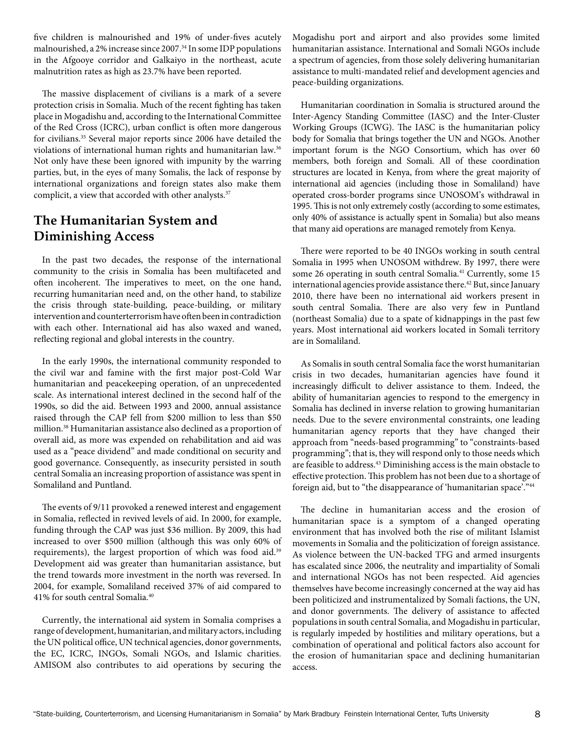five children is malnourished and 19% of under-fives acutely malnourished, a 2% increase since 2007.[34] In some IDP populations in the Afgooye corridor and Galkaiyo in the northeast, acute malnutrition rates as high as 23.7% have been reported.

The massive displacement of civilians is a mark of a severe protection crisis in Somalia. Much of the recent fighting has taken place in Mogadishu and, according to the International Committee of the Red Cross (ICRC), urban conflict is often more dangerous for civilians.[35] Several major reports since 2006 have detailed the violations of international human rights and humanitarian law.[36] Not only have these been ignored with impunity by the warring parties, but, in the eyes of many Somalis, the lack of response by international organizations and foreign states also make them complicit, a view that accorded with other analysts.[37]

## The Humanitarian System and Diminishing Access

In the past two decades, the response of the international community to the crisis in Somalia has been multifaceted and often incoherent. The imperatives to meet, on the one hand, recurring humanitarian need and, on the other hand, to stabilize the crisis through state-building, peace-building, or military intervention and counterterrorism have often been in contradiction with each other. International aid has also waxed and waned, reflecting regional and global interests in the country.

In the early 1990s, the international community responded to the civil war and famine with the first major post-Cold War humanitarian and peacekeeping operation, of an unprecedented scale. As international interest declined in the second half of the 1990s, so did the aid. Between 1993 and 2000, annual assistance raised through the CAP fell from \$200 million to less than \$50 million.[38] Humanitarian assistance also declined as a proportion of overall aid, as more was expended on rehabilitation and aid was used as a "peace dividend" and made conditional on security and good governance. Consequently, as insecurity persisted in south central Somalia an increasing proportion of assistance was spent in Somaliland and Puntland.

The events of 9/11 provoked a renewed interest and engagement in Somalia, reflected in revived levels of aid. In 2000, for example, funding through the CAP was just \$36 million. By 2009, this had increased to over \$500 million (although this was only 60% of requirements), the largest proportion of which was food aid.[39] Development aid was greater than humanitarian assistance, but the trend towards more investment in the north was reversed. In 2004, for example, Somaliland received 37% of aid compared to 41% for south central Somalia.[40]

Currently, the international aid system in Somalia comprises a range of development, humanitarian, and military actors, including the UN political office, UN technical agencies, donor governments, the EC, ICRC, INGOs, Somali NGOs, and Islamic charities. AMISOM also contributes to aid operations by securing the Mogadishu port and airport and also provides some limited humanitarian assistance. International and Somali NGOs include a spectrum of agencies, from those solely delivering humanitarian assistance to multi-mandated relief and development agencies and peace-building organizations.

Humanitarian coordination in Somalia is structured around the Inter-Agency Standing Committee (IASC) and the Inter-Cluster Working Groups (ICWG). The IASC is the humanitarian policy body for Somalia that brings together the UN and NGOs. Another important forum is the NGO Consortium, which has over 60 members, both foreign and Somali. All of these coordination structures are located in Kenya, from where the great majority of international aid agencies (including those in Somaliland) have operated cross-border programs since UNOSOM's withdrawal in 1995. This is not only extremely costly (according to some estimates, only 40% of assistance is actually spent in Somalia) but also means that many aid operations are managed remotely from Kenya.

There were reported to be 40 INGOs working in south central Somalia in 1995 when UNOSOM withdrew. By 1997, there were some 26 operating in south central Somalia.[41] Currently, some 15 international agencies provide assistance there.[42] But, since January 2010, there have been no international aid workers present in south central Somalia. There are also very few in Puntland (northeast Somalia) due to a spate of kidnappings in the past few years. Most international aid workers located in Somali territory are in Somaliland.

As Somalis in south central Somalia face the worst humanitarian crisis in two decades, humanitarian agencies have found it increasingly difficult to deliver assistance to them. Indeed, the ability of humanitarian agencies to respond to the emergency in Somalia has declined in inverse relation to growing humanitarian needs. Due to the severe environmental constraints, one leading humanitarian agency reports that they have changed their approach from "needs-based programming" to "constraints-based programming"; that is, they will respond only to those needs which are feasible to address.[43] Diminishing access is the main obstacle to effective protection. This problem has not been due to a shortage of foreign aid, but to "the disappearance of 'humanitarian space'."[44]

The decline in humanitarian access and the erosion of humanitarian space is a symptom of a changed operating environment that has involved both the rise of militant Islamist movements in Somalia and the politicization of foreign assistance. As violence between the UN-backed TFG and armed insurgents has escalated since 2006, the neutrality and impartiality of Somali and international NGOs has not been respected. Aid agencies themselves have become increasingly concerned at the way aid has been politicized and instrumentalized by Somali factions, the UN, and donor governments. The delivery of assistance to affected populations in south central Somalia, and Mogadishu in particular, is regularly impeded by hostilities and military operations, but a combination of operational and political factors also account for the erosion of humanitarian space and declining humanitarian access.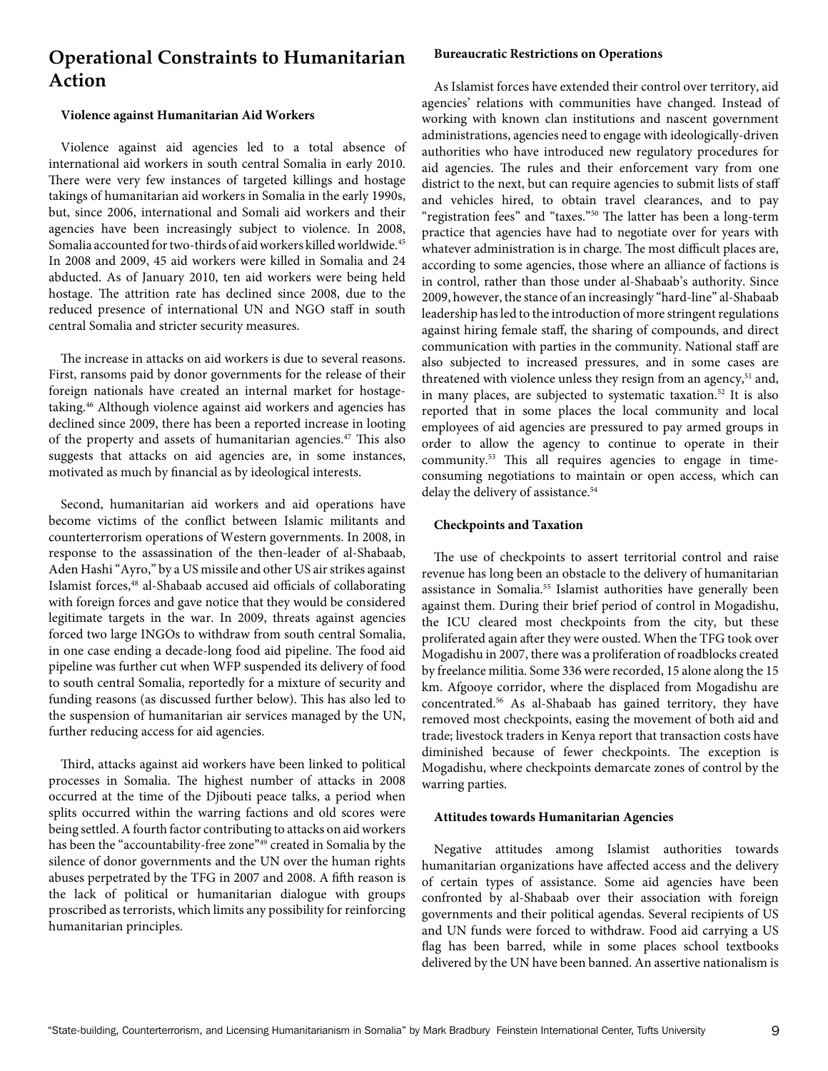## Operational Constraints to Humanitarian Action

### Violence against Humanitarian Aid Workers

Violence against aid agencies led to a total absence of international aid workers in south central Somalia in early 2010. There were very few instances of targeted killings and hostage takings of humanitarian aid workers in Somalia in the early 1990s, but, since 2006, international and Somali aid workers and their agencies have been increasingly subject to violence. In 2008, Somalia accounted for two-thirds of aid workers killed worldwide.[45] In 2008 and 2009, 45 aid workers were killed in Somalia and 24 abducted. As of January 2010, ten aid workers were being held hostage. The attrition rate has declined since 2008, due to the reduced presence of international UN and NGO staff in south central Somalia and stricter security measures.

The increase in attacks on aid workers is due to several reasons. First, ransoms paid by donor governments for the release of their foreign nationals have created an internal market for hostage-taking.[46] Although violence against aid workers and agencies has declined since 2009, there has been a reported increase in looting of the property and assets of humanitarian agencies.[47] This also suggests that attacks on aid agencies are, in some instances, motivated as much by financial as by ideological interests.

Second, humanitarian aid workers and aid operations have become victims of the conflict between Islamic militants and counterterrorism operations of Western governments. In 2008, in response to the assassination of the then-leader of al-Shabaab, Aden Hashi "Ayro," by a US missile and other US air strikes against Islamist forces,[48] al-Shabaab accused aid officials of collaborating with foreign forces and gave notice that they would be considered legitimate targets in the war. In 2009, threats against agencies forced two large INGOs to withdraw from south central Somalia, in one case ending a decade-long food aid pipeline. The food aid pipeline was further cut when WFP suspended its delivery of food to south central Somalia, reportedly for a mixture of security and funding reasons (as discussed further below). This has also led to the suspension of humanitarian air services managed by the UN, further reducing access for aid agencies.

Third, attacks against aid workers have been linked to political processes in Somalia. The highest number of attacks in 2008 occurred at the time of the Djibouti peace talks, a period when splits occurred within the warring factions and old scores were being settled. A fourth factor contributing to attacks on aid workers has been the "accountability-free zone"[49] created in Somalia by the silence of donor governments and the UN over the human rights abuses perpetrated by the TFG in 2007 and 2008. A fifth reason is the lack of political or humanitarian dialogue with groups proscribed as terrorists, which limits any possibility for reinforcing humanitarian principles.

### Bureaucratic Restrictions on Operations

As Islamist forces have extended their control over territory, aid agencies' relations with communities have changed. Instead of working with known clan institutions and nascent government administrations, agencies need to engage with ideologically-driven authorities who have introduced new regulatory procedures for aid agencies. The rules and their enforcement vary from one district to the next, but can require agencies to submit lists of staff and vehicles hired, to obtain travel clearances, and to pay "registration fees" and "taxes."[50] The latter has been a long-term practice that agencies have had to negotiate over for years with whatever administration is in charge. The most difficult places are, according to some agencies, those where an alliance of factions is in control, rather than those under al-Shabaab's authority. Since 2009, however, the stance of an increasingly "hard-line" al-Shabaab leadership has led to the introduction of more stringent regulations against hiring female staff, the sharing of compounds, and direct communication with parties in the community. National staff are also subjected to increased pressures, and in some cases are threatened with violence unless they resign from an agency,[51] and, in many places, are subjected to systematic taxation.[52] It is also reported that in some places the local community and local employees of aid agencies are pressured to pay armed groups in order to allow the agency to continue to operate in their community.[53] This all requires agencies to engage in time-consuming negotiations to maintain or open access, which can delay the delivery of assistance.[54]

### Checkpoints and Taxation

The use of checkpoints to assert territorial control and raise revenue has long been an obstacle to the delivery of humanitarian assistance in Somalia.[55] Islamist authorities have generally been against them. During their brief period of control in Mogadishu, the ICU cleared most checkpoints from the city, but these proliferated again after they were ousted. When the TFG took over Mogadishu in 2007, there was a proliferation of roadblocks created by freelance militia. Some 336 were recorded, 15 alone along the 15 km. Afgooye corridor, where the displaced from Mogadishu are concentrated.[56] As al-Shabaab has gained territory, they have removed most checkpoints, easing the movement of both aid and trade; livestock traders in Kenya report that transaction costs have diminished because of fewer checkpoints. The exception is Mogadishu, where checkpoints demarcate zones of control by the warring parties.

### Attitudes towards Humanitarian Agencies

Negative attitudes among Islamist authorities towards humanitarian organizations have affected access and the delivery of certain types of assistance. Some aid agencies have been confronted by al-Shabaab over their association with foreign governments and their political agendas. Several recipients of US and UN funds were forced to withdraw. Food aid carrying a US flag has been barred, while in some places school textbooks delivered by the UN have been banned. An assertive nationalism is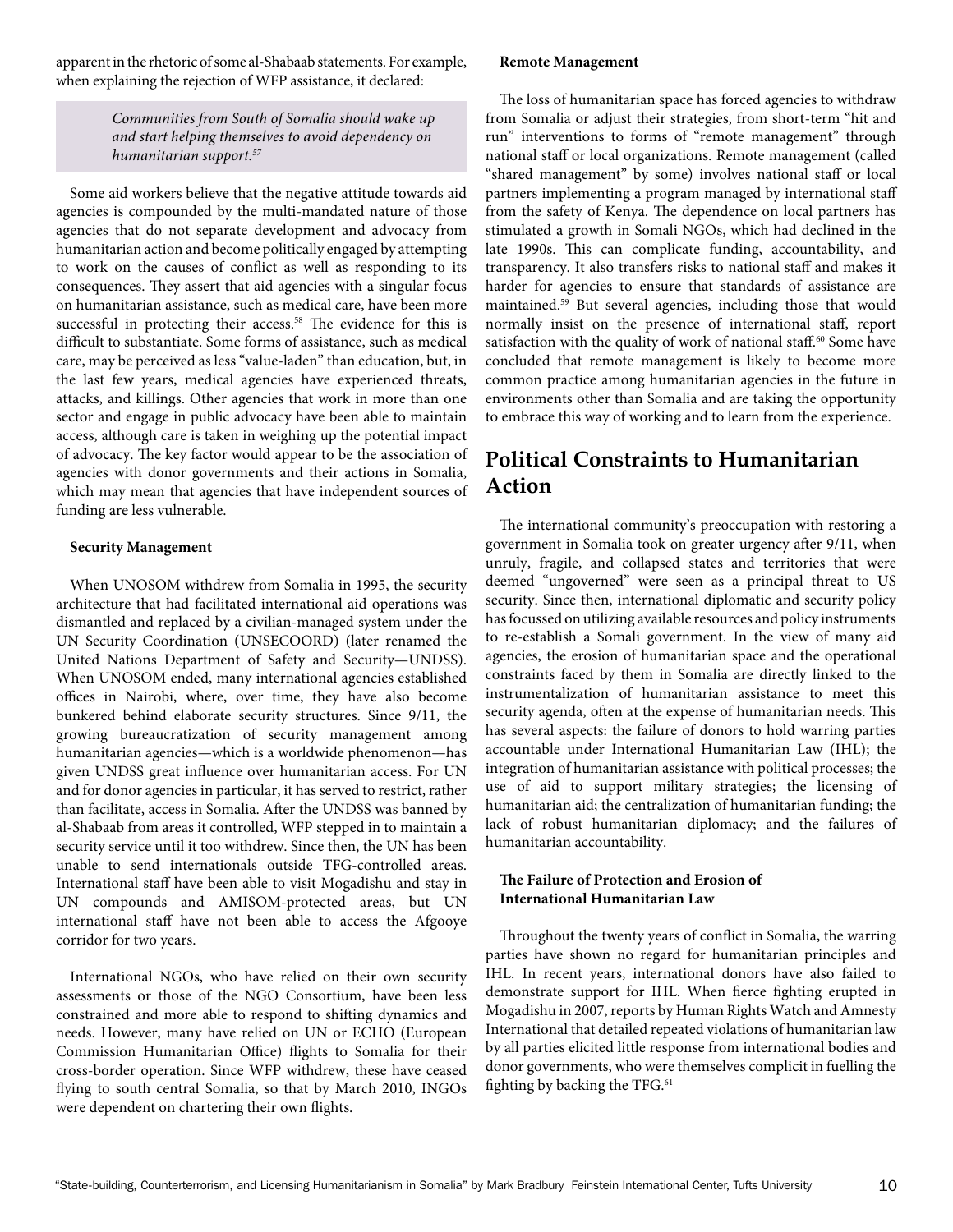apparent in the rhetoric of some al-Shabaab statements. For example, when explaining the rejection of WFP assistance, it declared:

> *Communities from South of Somalia should wake up and start helping themselves to avoid dependency on humanitarian support.*[57]

Some aid workers believe that the negative attitude towards aid agencies is compounded by the multi-mandated nature of those agencies that do not separate development and advocacy from humanitarian action and become politically engaged by attempting to work on the causes of conflict as well as responding to its consequences. They assert that aid agencies with a singular focus on humanitarian assistance, such as medical care, have been more successful in protecting their access.[58] The evidence for this is difficult to substantiate. Some forms of assistance, such as medical care, may be perceived as less "value-laden" than education, but, in the last few years, medical agencies have experienced threats, attacks, and killings. Other agencies that work in more than one sector and engage in public advocacy have been able to maintain access, although care is taken in weighing up the potential impact of advocacy. The key factor would appear to be the association of agencies with donor governments and their actions in Somalia, which may mean that agencies that have independent sources of funding are less vulnerable.

### Security Management

When UNOSOM withdrew from Somalia in 1995, the security architecture that had facilitated international aid operations was dismantled and replaced by a civilian-managed system under the UN Security Coordination (UNSECOORD) (later renamed the United Nations Department of Safety and Security—UNDSS). When UNOSOM ended, many international agencies established offices in Nairobi, where, over time, they have also become bunkered behind elaborate security structures. Since 9/11, the growing bureaucratization of security management among humanitarian agencies—which is a worldwide phenomenon—has given UNDSS great influence over humanitarian access. For UN and for donor agencies in particular, it has served to restrict, rather than facilitate, access in Somalia. After the UNDSS was banned by al-Shabaab from areas it controlled, WFP stepped in to maintain a security service until it too withdrew. Since then, the UN has been unable to send internationals outside TFG-controlled areas. International staff have been able to visit Mogadishu and stay in UN compounds and AMISOM-protected areas, but UN international staff have not been able to access the Afgooye corridor for two years.

International NGOs, who have relied on their own security assessments or those of the NGO Consortium, have been less constrained and more able to respond to shifting dynamics and needs. However, many have relied on UN or ECHO (European Commission Humanitarian Office) flights to Somalia for their cross-border operation. Since WFP withdrew, these have ceased flying to south central Somalia, so that by March 2010, INGOs were dependent on chartering their own flights.

### Remote Management

The loss of humanitarian space has forced agencies to withdraw from Somalia or adjust their strategies, from short-term "hit and run" interventions to forms of "remote management" through national staff or local organizations. Remote management (called "shared management" by some) involves national staff or local partners implementing a program managed by international staff from the safety of Kenya. The dependence on local partners has stimulated a growth in Somali NGOs, which had declined in the late 1990s. This can complicate funding, accountability, and transparency. It also transfers risks to national staff and makes it harder for agencies to ensure that standards of assistance are maintained.[59] But several agencies, including those that would normally insist on the presence of international staff, report satisfaction with the quality of work of national staff.[60] Some have concluded that remote management is likely to become more common practice among humanitarian agencies in the future in environments other than Somalia and are taking the opportunity to embrace this way of working and to learn from the experience.

## Political Constraints to Humanitarian Action

The international community's preoccupation with restoring a government in Somalia took on greater urgency after 9/11, when unruly, fragile, and collapsed states and territories that were deemed "ungoverned" were seen as a principal threat to US security. Since then, international diplomatic and security policy has focussed on utilizing available resources and policy instruments to re-establish a Somali government. In the view of many aid agencies, the erosion of humanitarian space and the operational constraints faced by them in Somalia are directly linked to the instrumentalization of humanitarian assistance to meet this security agenda, often at the expense of humanitarian needs. This has several aspects: the failure of donors to hold warring parties accountable under International Humanitarian Law (IHL); the integration of humanitarian assistance with political processes; the use of aid to support military strategies; the licensing of humanitarian aid; the centralization of humanitarian funding; the lack of robust humanitarian diplomacy; and the failures of humanitarian accountability.

### The Failure of Protection and Erosion of International Humanitarian Law

Throughout the twenty years of conflict in Somalia, the warring parties have shown no regard for humanitarian principles and IHL. In recent years, international donors have also failed to demonstrate support for IHL. When fierce fighting erupted in Mogadishu in 2007, reports by Human Rights Watch and Amnesty International that detailed repeated violations of humanitarian law by all parties elicited little response from international bodies and donor governments, who were themselves complicit in fuelling the fighting by backing the TFG.[61]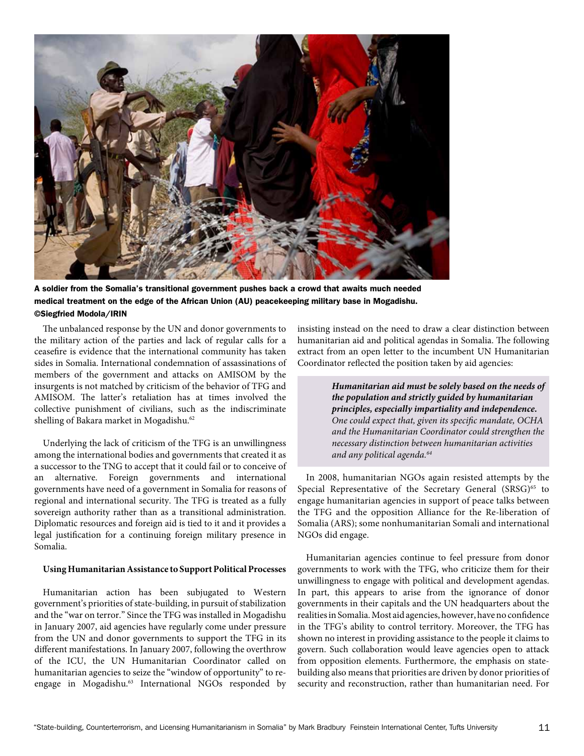A soldier from the Somalia's transitional government pushes back a crowd that awaits much needed medical treatment on the edge of the African Union (AU) peacekeeping military base in Mogadishu. ©Siegfried Modola/IRIN

The unbalanced response by the UN and donor governments to the military action of the parties and lack of regular calls for a ceasefire is evidence that the international community has taken sides in Somalia. International condemnation of assassinations of members of the government and attacks on AMISOM by the insurgents is not matched by criticism of the behavior of TFG and AMISOM. The latter's retaliation has at times involved the collective punishment of civilians, such as the indiscriminate shelling of Bakara market in Mogadishu.[62]

Underlying the lack of criticism of the TFG is an unwillingness among the international bodies and governments that created it as a successor to the TNG to accept that it could fail or to conceive of an alternative. Foreign governments and international governments have need of a government in Somalia for reasons of regional and international security. The TFG is treated as a fully sovereign authority rather than as a transitional administration. Diplomatic resources and foreign aid is tied to it and it provides a legal justification for a continuing foreign military presence in Somalia.

**Using Humanitarian Assistance to Support Political Processes**

Humanitarian action has been subjugated to Western government's priorities of state-building, in pursuit of stabilization and the "war on terror." Since the TFG was installed in Mogadishu in January 2007, aid agencies have regularly come under pressure from the UN and donor governments to support the TFG in its different manifestations. In January 2007, following the overthrow of the ICU, the UN Humanitarian Coordinator called on humanitarian agencies to seize the "window of opportunity" to re-engage in Mogadishu.[63] International NGOs responded by insisting instead on the need to draw a clear distinction between humanitarian aid and political agendas in Somalia. The following extract from an open letter to the incumbent UN Humanitarian Coordinator reflected the position taken by aid agencies:

> ***Humanitarian aid must be solely based on the needs of the population and strictly guided by humanitarian principles, especially impartiality and independence.*** *One could expect that, given its specific mandate, OCHA and the Humanitarian Coordinator could strengthen the necessary distinction between humanitarian activities and any political agenda.*[64]

In 2008, humanitarian NGOs again resisted attempts by the Special Representative of the Secretary General (SRSG)[65] to engage humanitarian agencies in support of peace talks between the TFG and the opposition Alliance for the Re-liberation of Somalia (ARS); some nonhumanitarian Somali and international NGOs did engage.

Humanitarian agencies continue to feel pressure from donor governments to work with the TFG, who criticize them for their unwillingness to engage with political and development agendas. In part, this appears to arise from the ignorance of donor governments in their capitals and the UN headquarters about the realities in Somalia. Most aid agencies, however, have no confidence in the TFG's ability to control territory. Moreover, the TFG has shown no interest in providing assistance to the people it claims to govern. Such collaboration would leave agencies open to attack from opposition elements. Furthermore, the emphasis on state-building also means that priorities are driven by donor priorities of security and reconstruction, rather than humanitarian need. For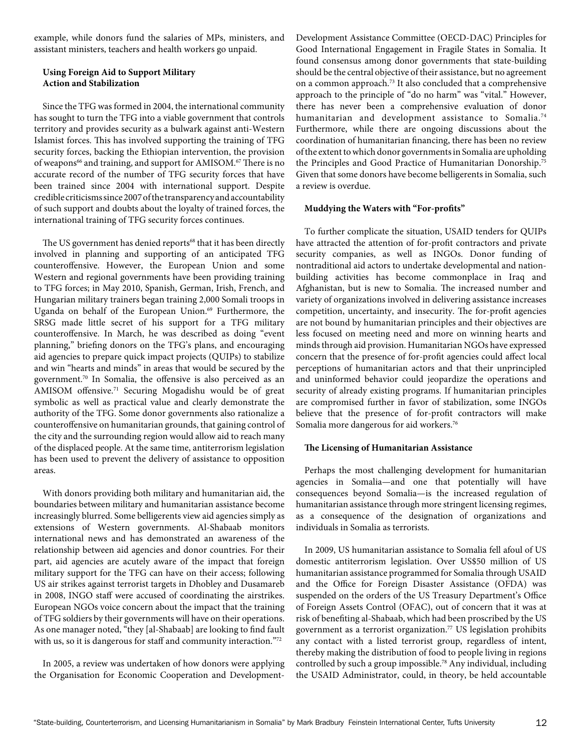example, while donors fund the salaries of MPs, ministers, and assistant ministers, teachers and health workers go unpaid.

### Using Foreign Aid to Support Military Action and Stabilization

Since the TFG was formed in 2004, the international community has sought to turn the TFG into a viable government that controls territory and provides security as a bulwark against anti-Western Islamist forces. This has involved supporting the training of TFG security forces, backing the Ethiopian intervention, the provision of weapons[66] and training, and support for AMISOM.[67] There is no accurate record of the number of TFG security forces that have been trained since 2004 with international support. Despite credible criticisms since 2007 of the transparency and accountability of such support and doubts about the loyalty of trained forces, the international training of TFG security forces continues.

The US government has denied reports[68] that it has been directly involved in planning and supporting of an anticipated TFG counteroffensive. However, the European Union and some Western and regional governments have been providing training to TFG forces; in May 2010, Spanish, German, Irish, French, and Hungarian military trainers began training 2,000 Somali troops in Uganda on behalf of the European Union.[69] Furthermore, the SRSG made little secret of his support for a TFG military counteroffensive. In March, he was described as doing "event planning," briefing donors on the TFG's plans, and encouraging aid agencies to prepare quick impact projects (QUIPs) to stabilize and win "hearts and minds" in areas that would be secured by the government.[70] In Somalia, the offensive is also perceived as an AMISOM offensive.[71] Securing Mogadishu would be of great symbolic as well as practical value and clearly demonstrate the authority of the TFG. Some donor governments also rationalize a counteroffensive on humanitarian grounds, that gaining control of the city and the surrounding region would allow aid to reach many of the displaced people. At the same time, antiterrorism legislation has been used to prevent the delivery of assistance to opposition areas.

With donors providing both military and humanitarian aid, the boundaries between military and humanitarian assistance become increasingly blurred. Some belligerents view aid agencies simply as extensions of Western governments. Al-Shabaab monitors international news and has demonstrated an awareness of the relationship between aid agencies and donor countries. For their part, aid agencies are acutely aware of the impact that foreign military support for the TFG can have on their access; following US air strikes against terrorist targets in Dhobley and Dusamareb in 2008, INGO staff were accused of coordinating the airstrikes. European NGOs voice concern about the impact that the training of TFG soldiers by their governments will have on their operations. As one manager noted, "they [al-Shabaab] are looking to find fault with us, so it is dangerous for staff and community interaction."[72]

In 2005, a review was undertaken of how donors were applying the Organisation for Economic Cooperation and Development-Development Assistance Committee (OECD-DAC) Principles for Good International Engagement in Fragile States in Somalia. It found consensus among donor governments that state-building should be the central objective of their assistance, but no agreement on a common approach.[73] It also concluded that a comprehensive approach to the principle of "do no harm" was "vital." However, there has never been a comprehensive evaluation of donor humanitarian and development assistance to Somalia.[74] Furthermore, while there are ongoing discussions about the coordination of humanitarian financing, there has been no review of the extent to which donor governments in Somalia are upholding the Principles and Good Practice of Humanitarian Donorship.[75] Given that some donors have become belligerents in Somalia, such a review is overdue.

### Muddying the Waters with "For-profits"

To further complicate the situation, USAID tenders for QUIPs have attracted the attention of for-profit contractors and private security companies, as well as INGOs. Donor funding of nontraditional aid actors to undertake developmental and nation-building activities has become commonplace in Iraq and Afghanistan, but is new to Somalia. The increased number and variety of organizations involved in delivering assistance increases competition, uncertainty, and insecurity. The for-profit agencies are not bound by humanitarian principles and their objectives are less focused on meeting need and more on winning hearts and minds through aid provision. Humanitarian NGOs have expressed concern that the presence of for-profit agencies could affect local perceptions of humanitarian actors and that their unprincipled and uninformed behavior could jeopardize the operations and security of already existing programs. If humanitarian principles are compromised further in favor of stabilization, some INGOs believe that the presence of for-profit contractors will make Somalia more dangerous for aid workers.[76]

### The Licensing of Humanitarian Assistance

Perhaps the most challenging development for humanitarian agencies in Somalia—and one that potentially will have consequences beyond Somalia—is the increased regulation of humanitarian assistance through more stringent licensing regimes, as a consequence of the designation of organizations and individuals in Somalia as terrorists.

In 2009, US humanitarian assistance to Somalia fell afoul of US domestic antiterrorism legislation. Over US$50 million of US humanitarian assistance programmed for Somalia through USAID and the Office for Foreign Disaster Assistance (OFDA) was suspended on the orders of the US Treasury Department's Office of Foreign Assets Control (OFAC), out of concern that it was at risk of benefiting al-Shabaab, which had been proscribed by the US government as a terrorist organization.[77] US legislation prohibits any contact with a listed terrorist group, regardless of intent, thereby making the distribution of food to people living in regions controlled by such a group impossible.[78] Any individual, including the USAID Administrator, could, in theory, be held accountable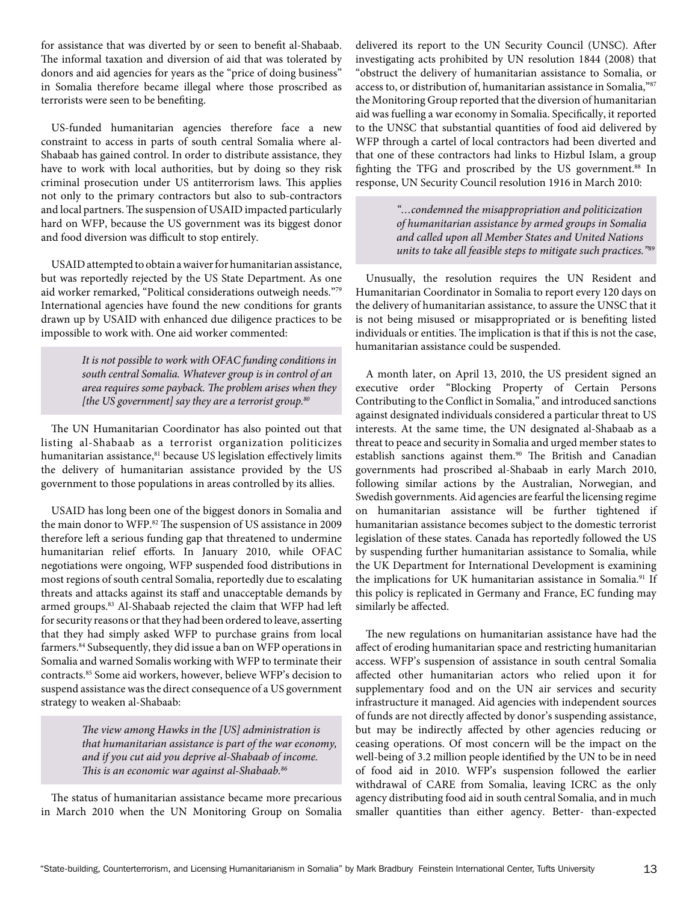for assistance that was diverted by or seen to benefit al-Shabaab. The informal taxation and diversion of aid that was tolerated by donors and aid agencies for years as the "price of doing business" in Somalia therefore became illegal where those proscribed as terrorists were seen to be benefiting.

US-funded humanitarian agencies therefore face a new constraint to access in parts of south central Somalia where al-Shabaab has gained control. In order to distribute assistance, they have to work with local authorities, but by doing so they risk criminal prosecution under US antiterrorism laws. This applies not only to the primary contractors but also to sub-contractors and local partners. The suspension of USAID impacted particularly hard on WFP, because the US government was its biggest donor and food diversion was difficult to stop entirely.

USAID attempted to obtain a waiver for humanitarian assistance, but was reportedly rejected by the US State Department. As one aid worker remarked, "Political considerations outweigh needs."[79] International agencies have found the new conditions for grants drawn up by USAID with enhanced due diligence practices to be impossible to work with. One aid worker commented:

> *It is not possible to work with OFAC funding conditions in south central Somalia. Whatever group is in control of an area requires some payback. The problem arises when they [the US government] say they are a terrorist group.*[80]

The UN Humanitarian Coordinator has also pointed out that listing al-Shabaab as a terrorist organization politicizes humanitarian assistance,[81] because US legislation effectively limits the delivery of humanitarian assistance provided by the US government to those populations in areas controlled by its allies.

USAID has long been one of the biggest donors in Somalia and the main donor to WFP.[82] The suspension of US assistance in 2009 therefore left a serious funding gap that threatened to undermine humanitarian relief efforts. In January 2010, while OFAC negotiations were ongoing, WFP suspended food distributions in most regions of south central Somalia, reportedly due to escalating threats and attacks against its staff and unacceptable demands by armed groups.[83] Al-Shabaab rejected the claim that WFP had left for security reasons or that they had been ordered to leave, asserting that they had simply asked WFP to purchase grains from local farmers.[84] Subsequently, they did issue a ban on WFP operations in Somalia and warned Somalis working with WFP to terminate their contracts.[85] Some aid workers, however, believe WFP's decision to suspend assistance was the direct consequence of a US government strategy to weaken al-Shabaab:

> *The view among Hawks in the [US] administration is that humanitarian assistance is part of the war economy, and if you cut aid you deprive al-Shabaab of income. This is an economic war against al-Shabaab.*[86]

The status of humanitarian assistance became more precarious in March 2010 when the UN Monitoring Group on Somalia delivered its report to the UN Security Council (UNSC). After investigating acts prohibited by UN resolution 1844 (2008) that "obstruct the delivery of humanitarian assistance to Somalia, or access to, or distribution of, humanitarian assistance in Somalia,"[87] the Monitoring Group reported that the diversion of humanitarian aid was fuelling a war economy in Somalia. Specifically, it reported to the UNSC that substantial quantities of food aid delivered by WFP through a cartel of local contractors had been diverted and that one of these contractors had links to Hizbul Islam, a group fighting the TFG and proscribed by the US government.[88] In response, UN Security Council resolution 1916 in March 2010:

> *"…condemned the misappropriation and politicization of humanitarian assistance by armed groups in Somalia and called upon all Member States and United Nations units to take all feasible steps to mitigate such practices."*[89]

Unusually, the resolution requires the UN Resident and Humanitarian Coordinator in Somalia to report every 120 days on the delivery of humanitarian assistance, to assure the UNSC that it is not being misused or misappropriated or is benefiting listed individuals or entities. The implication is that if this is not the case, humanitarian assistance could be suspended.

A month later, on April 13, 2010, the US president signed an executive order "Blocking Property of Certain Persons Contributing to the Conflict in Somalia," and introduced sanctions against designated individuals considered a particular threat to US interests. At the same time, the UN designated al-Shabaab as a threat to peace and security in Somalia and urged member states to establish sanctions against them.[90] The British and Canadian governments had proscribed al-Shabaab in early March 2010, following similar actions by the Australian, Norwegian, and Swedish governments. Aid agencies are fearful the licensing regime on humanitarian assistance will be further tightened if humanitarian assistance becomes subject to the domestic terrorist legislation of these states. Canada has reportedly followed the US by suspending further humanitarian assistance to Somalia, while the UK Department for International Development is examining the implications for UK humanitarian assistance in Somalia.[91] If this policy is replicated in Germany and France, EC funding may similarly be affected.

The new regulations on humanitarian assistance have had the affect of eroding humanitarian space and restricting humanitarian access. WFP's suspension of assistance in south central Somalia affected other humanitarian actors who relied upon it for supplementary food and on the UN air services and security infrastructure it managed. Aid agencies with independent sources of funds are not directly affected by donor's suspending assistance, but may be indirectly affected by other agencies reducing or ceasing operations. Of most concern will be the impact on the well-being of 3.2 million people identified by the UN to be in need of food aid in 2010. WFP's suspension followed the earlier withdrawal of CARE from Somalia, leaving ICRC as the only agency distributing food aid in south central Somalia, and in much smaller quantities than either agency. Better- than-expected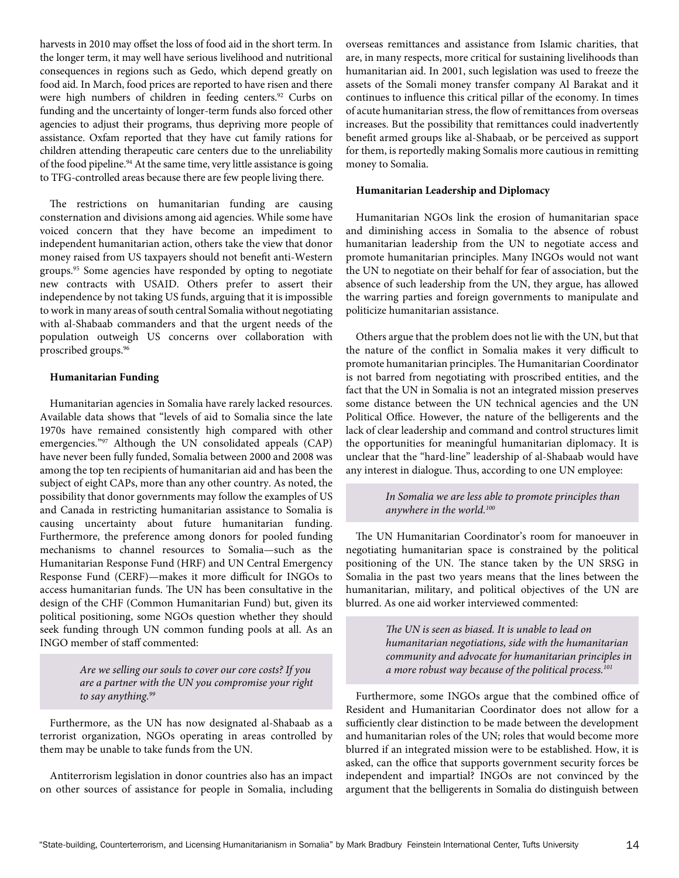harvests in 2010 may offset the loss of food aid in the short term. In the longer term, it may well have serious livelihood and nutritional consequences in regions such as Gedo, which depend greatly on food aid. In March, food prices are reported to have risen and there were high numbers of children in feeding centers.[92] Curbs on funding and the uncertainty of longer-term funds also forced other agencies to adjust their programs, thus depriving more people of assistance. Oxfam reported that they have cut family rations for children attending therapeutic care centers due to the unreliability of the food pipeline.[94] At the same time, very little assistance is going to TFG-controlled areas because there are few people living there.

The restrictions on humanitarian funding are causing consternation and divisions among aid agencies. While some have voiced concern that they have become an impediment to independent humanitarian action, others take the view that donor money raised from US taxpayers should not benefit anti-Western groups.[95] Some agencies have responded by opting to negotiate new contracts with USAID. Others prefer to assert their independence by not taking US funds, arguing that it is impossible to work in many areas of south central Somalia without negotiating with al-Shabaab commanders and that the urgent needs of the population outweigh US concerns over collaboration with proscribed groups.[96]

**Humanitarian Funding**

Humanitarian agencies in Somalia have rarely lacked resources. Available data shows that "levels of aid to Somalia since the late 1970s have remained consistently high compared with other emergencies."[97] Although the UN consolidated appeals (CAP) have never been fully funded, Somalia between 2000 and 2008 was among the top ten recipients of humanitarian aid and has been the subject of eight CAPs, more than any other country. As noted, the possibility that donor governments may follow the examples of US and Canada in restricting humanitarian assistance to Somalia is causing uncertainty about future humanitarian funding. Furthermore, the preference among donors for pooled funding mechanisms to channel resources to Somalia—such as the Humanitarian Response Fund (HRF) and UN Central Emergency Response Fund (CERF)—makes it more difficult for INGOs to access humanitarian funds. The UN has been consultative in the design of the CHF (Common Humanitarian Fund) but, given its political positioning, some NGOs question whether they should seek funding through UN common funding pools at all. As an INGO member of staff commented:

> *Are we selling our souls to cover our core costs? If you are a partner with the UN you compromise your right to say anything.[99]*

Furthermore, as the UN has now designated al-Shabaab as a terrorist organization, NGOs operating in areas controlled by them may be unable to take funds from the UN.

Antiterrorism legislation in donor countries also has an impact on other sources of assistance for people in Somalia, including overseas remittances and assistance from Islamic charities, that are, in many respects, more critical for sustaining livelihoods than humanitarian aid. In 2001, such legislation was used to freeze the assets of the Somali money transfer company Al Barakat and it continues to influence this critical pillar of the economy. In times of acute humanitarian stress, the flow of remittances from overseas increases. But the possibility that remittances could inadvertently benefit armed groups like al-Shabaab, or be perceived as support for them, is reportedly making Somalis more cautious in remitting money to Somalia.

**Humanitarian Leadership and Diplomacy**

Humanitarian NGOs link the erosion of humanitarian space and diminishing access in Somalia to the absence of robust humanitarian leadership from the UN to negotiate access and promote humanitarian principles. Many INGOs would not want the UN to negotiate on their behalf for fear of association, but the absence of such leadership from the UN, they argue, has allowed the warring parties and foreign governments to manipulate and politicize humanitarian assistance.

Others argue that the problem does not lie with the UN, but that the nature of the conflict in Somalia makes it very difficult to promote humanitarian principles. The Humanitarian Coordinator is not barred from negotiating with proscribed entities, and the fact that the UN in Somalia is not an integrated mission preserves some distance between the UN technical agencies and the UN Political Office. However, the nature of the belligerents and the lack of clear leadership and command and control structures limit the opportunities for meaningful humanitarian diplomacy. It is unclear that the "hard-line" leadership of al-Shabaab would have any interest in dialogue. Thus, according to one UN employee:

> *In Somalia we are less able to promote principles than anywhere in the world.[100]*

The UN Humanitarian Coordinator's room for manoeuver in negotiating humanitarian space is constrained by the political positioning of the UN. The stance taken by the UN SRSG in Somalia in the past two years means that the lines between the humanitarian, military, and political objectives of the UN are blurred. As one aid worker interviewed commented:

> *The UN is seen as biased. It is unable to lead on humanitarian negotiations, side with the humanitarian community and advocate for humanitarian principles in a more robust way because of the political process.[101]*

Furthermore, some INGOs argue that the combined office of Resident and Humanitarian Coordinator does not allow for a sufficiently clear distinction to be made between the development and humanitarian roles of the UN; roles that would become more blurred if an integrated mission were to be established. How, it is asked, can the office that supports government security forces be independent and impartial? INGOs are not convinced by the argument that the belligerents in Somalia do distinguish between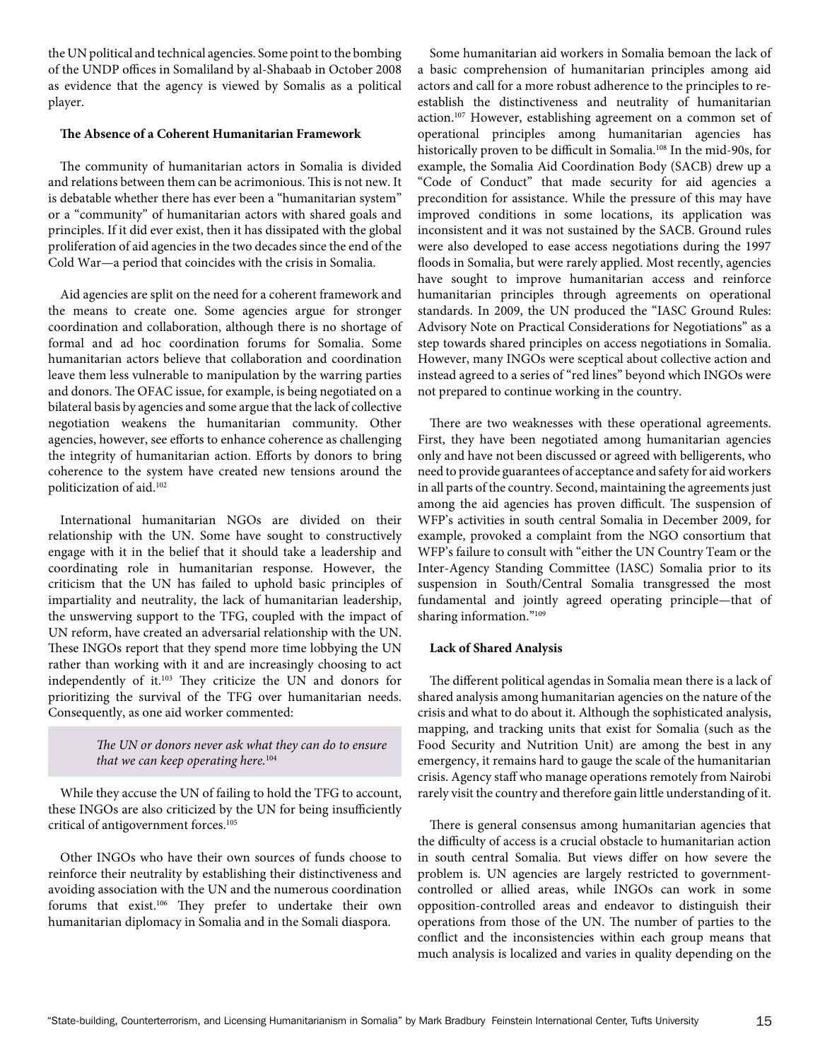the UN political and technical agencies. Some point to the bombing of the UNDP offices in Somaliland by al-Shabaab in October 2008 as evidence that the agency is viewed by Somalis as a political player.

**The Absence of a Coherent Humanitarian Framework**

The community of humanitarian actors in Somalia is divided and relations between them can be acrimonious. This is not new. It is debatable whether there has ever been a "humanitarian system" or a "community" of humanitarian actors with shared goals and principles. If it did ever exist, then it has dissipated with the global proliferation of aid agencies in the two decades since the end of the Cold War—a period that coincides with the crisis in Somalia.

Aid agencies are split on the need for a coherent framework and the means to create one. Some agencies argue for stronger coordination and collaboration, although there is no shortage of formal and ad hoc coordination forums for Somalia. Some humanitarian actors believe that collaboration and coordination leave them less vulnerable to manipulation by the warring parties and donors. The OFAC issue, for example, is being negotiated on a bilateral basis by agencies and some argue that the lack of collective negotiation weakens the humanitarian community. Other agencies, however, see efforts to enhance coherence as challenging the integrity of humanitarian action. Efforts by donors to bring coherence to the system have created new tensions around the politicization of aid.[102]

International humanitarian NGOs are divided on their relationship with the UN. Some have sought to constructively engage with it in the belief that it should take a leadership and coordinating role in humanitarian response. However, the criticism that the UN has failed to uphold basic principles of impartiality and neutrality, the lack of humanitarian leadership, the unswerving support to the TFG, coupled with the impact of UN reform, have created an adversarial relationship with the UN. These INGOs report that they spend more time lobbying the UN rather than working with it and are increasingly choosing to act independently of it.[103] They criticize the UN and donors for prioritizing the survival of the TFG over humanitarian needs. Consequently, as one aid worker commented:

> *The UN or donors never ask what they can do to ensure that we can keep operating here.*[104]

While they accuse the UN of failing to hold the TFG to account, these INGOs are also criticized by the UN for being insufficiently critical of antigovernment forces.[105]

Other INGOs who have their own sources of funds choose to reinforce their neutrality by establishing their distinctiveness and avoiding association with the UN and the numerous coordination forums that exist.[106] They prefer to undertake their own humanitarian diplomacy in Somalia and in the Somali diaspora.

Some humanitarian aid workers in Somalia bemoan the lack of a basic comprehension of humanitarian principles among aid actors and call for a more robust adherence to the principles to re-establish the distinctiveness and neutrality of humanitarian action.[107] However, establishing agreement on a common set of operational principles among humanitarian agencies has historically proven to be difficult in Somalia.[108] In the mid-90s, for example, the Somalia Aid Coordination Body (SACB) drew up a "Code of Conduct" that made security for aid agencies a precondition for assistance. While the pressure of this may have improved conditions in some locations, its application was inconsistent and it was not sustained by the SACB. Ground rules were also developed to ease access negotiations during the 1997 floods in Somalia, but were rarely applied. Most recently, agencies have sought to improve humanitarian access and reinforce humanitarian principles through agreements on operational standards. In 2009, the UN produced the "IASC Ground Rules: Advisory Note on Practical Considerations for Negotiations" as a step towards shared principles on access negotiations in Somalia. However, many INGOs were sceptical about collective action and instead agreed to a series of "red lines" beyond which INGOs were not prepared to continue working in the country.

There are two weaknesses with these operational agreements. First, they have been negotiated among humanitarian agencies only and have not been discussed or agreed with belligerents, who need to provide guarantees of acceptance and safety for aid workers in all parts of the country. Second, maintaining the agreements just among the aid agencies has proven difficult. The suspension of WFP's activities in south central Somalia in December 2009, for example, provoked a complaint from the NGO consortium that WFP's failure to consult with "either the UN Country Team or the Inter-Agency Standing Committee (IASC) Somalia prior to its suspension in South/Central Somalia transgressed the most fundamental and jointly agreed operating principle—that of sharing information."[109]

**Lack of Shared Analysis**

The different political agendas in Somalia mean there is a lack of shared analysis among humanitarian agencies on the nature of the crisis and what to do about it. Although the sophisticated analysis, mapping, and tracking units that exist for Somalia (such as the Food Security and Nutrition Unit) are among the best in any emergency, it remains hard to gauge the scale of the humanitarian crisis. Agency staff who manage operations remotely from Nairobi rarely visit the country and therefore gain little understanding of it.

There is general consensus among humanitarian agencies that the difficulty of access is a crucial obstacle to humanitarian action in south central Somalia. But views differ on how severe the problem is. UN agencies are largely restricted to government-controlled or allied areas, while INGOs can work in some opposition-controlled areas and endeavor to distinguish their operations from those of the UN. The number of parties to the conflict and the inconsistencies within each group means that much analysis is localized and varies in quality depending on the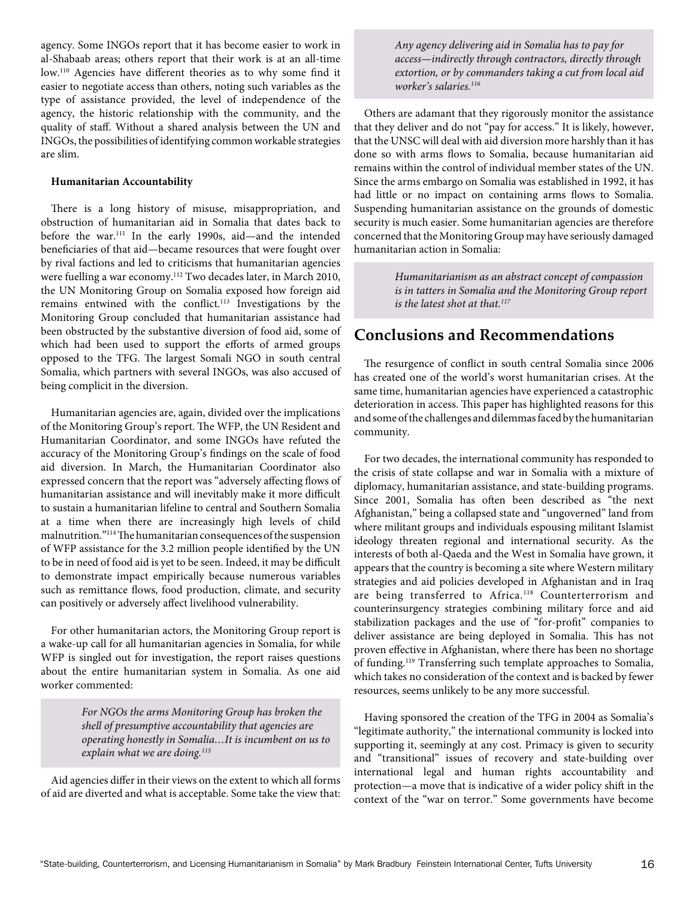agency. Some INGOs report that it has become easier to work in al-Shabaab areas; others report that their work is at an all-time low.[110] Agencies have different theories as to why some find it easier to negotiate access than others, noting such variables as the type of assistance provided, the level of independence of the agency, the historic relationship with the community, and the quality of staff. Without a shared analysis between the UN and INGOs, the possibilities of identifying common workable strategies are slim.

#### Humanitarian Accountability

There is a long history of misuse, misappropriation, and obstruction of humanitarian aid in Somalia that dates back to before the war.[111] In the early 1990s, aid—and the intended beneficiaries of that aid—became resources that were fought over by rival factions and led to criticisms that humanitarian agencies were fuelling a war economy.[112] Two decades later, in March 2010, the UN Monitoring Group on Somalia exposed how foreign aid remains entwined with the conflict.[113] Investigations by the Monitoring Group concluded that humanitarian assistance had been obstructed by the substantive diversion of food aid, some of which had been used to support the efforts of armed groups opposed to the TFG. The largest Somali NGO in south central Somalia, which partners with several INGOs, was also accused of being complicit in the diversion.

Humanitarian agencies are, again, divided over the implications of the Monitoring Group's report. The WFP, the UN Resident and Humanitarian Coordinator, and some INGOs have refuted the accuracy of the Monitoring Group's findings on the scale of food aid diversion. In March, the Humanitarian Coordinator also expressed concern that the report was "adversely affecting flows of humanitarian assistance and will inevitably make it more difficult to sustain a humanitarian lifeline to central and Southern Somalia at a time when there are increasingly high levels of child malnutrition."[114] The humanitarian consequences of the suspension of WFP assistance for the 3.2 million people identified by the UN to be in need of food aid is yet to be seen. Indeed, it may be difficult to demonstrate impact empirically because numerous variables such as remittance flows, food production, climate, and security can positively or adversely affect livelihood vulnerability.

For other humanitarian actors, the Monitoring Group report is a wake-up call for all humanitarian agencies in Somalia, for while WFP is singled out for investigation, the report raises questions about the entire humanitarian system in Somalia. As one aid worker commented:

> *For NGOs the arms Monitoring Group has broken the shell of presumptive accountability that agencies are operating honestly in Somalia…It is incumbent on us to explain what we are doing.[115]*

Aid agencies differ in their views on the extent to which all forms of aid are diverted and what is acceptable. Some take the view that:

> *Any agency delivering aid in Somalia has to pay for access—indirectly through contractors, directly through extortion, or by commanders taking a cut from local aid worker's salaries.[116]*

Others are adamant that they rigorously monitor the assistance that they deliver and do not "pay for access." It is likely, however, that the UNSC will deal with aid diversion more harshly than it has done so with arms flows to Somalia, because humanitarian aid remains within the control of individual member states of the UN. Since the arms embargo on Somalia was established in 1992, it has had little or no impact on containing arms flows to Somalia. Suspending humanitarian assistance on the grounds of domestic security is much easier. Some humanitarian agencies are therefore concerned that the Monitoring Group may have seriously damaged humanitarian action in Somalia:

> *Humanitarianism as an abstract concept of compassion is in tatters in Somalia and the Monitoring Group report is the latest shot at that.[117]*

## Conclusions and Recommendations

The resurgence of conflict in south central Somalia since 2006 has created one of the world's worst humanitarian crises. At the same time, humanitarian agencies have experienced a catastrophic deterioration in access. This paper has highlighted reasons for this and some of the challenges and dilemmas faced by the humanitarian community.

For two decades, the international community has responded to the crisis of state collapse and war in Somalia with a mixture of diplomacy, humanitarian assistance, and state-building programs. Since 2001, Somalia has often been described as "the next Afghanistan," being a collapsed state and "ungoverned" land from where militant groups and individuals espousing militant Islamist ideology threaten regional and international security. As the interests of both al-Qaeda and the West in Somalia have grown, it appears that the country is becoming a site where Western military strategies and aid policies developed in Afghanistan and in Iraq are being transferred to Africa.[118] Counterterrorism and counterinsurgency strategies combining military force and aid stabilization packages and the use of "for-profit" companies to deliver assistance are being deployed in Somalia. This has not proven effective in Afghanistan, where there has been no shortage of funding.[119] Transferring such template approaches to Somalia, which takes no consideration of the context and is backed by fewer resources, seems unlikely to be any more successful.

Having sponsored the creation of the TFG in 2004 as Somalia's "legitimate authority," the international community is locked into supporting it, seemingly at any cost. Primacy is given to security and "transitional" issues of recovery and state-building over international legal and human rights accountability and protection—a move that is indicative of a wider policy shift in the context of the "war on terror." Some governments have become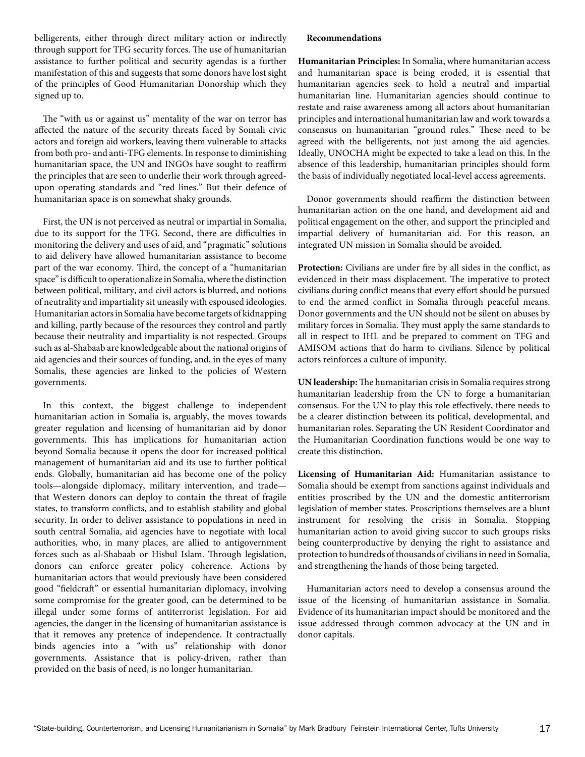belligerents, either through direct military action or indirectly through support for TFG security forces. The use of humanitarian assistance to further political and security agendas is a further manifestation of this and suggests that some donors have lost sight of the principles of Good Humanitarian Donorship which they signed up to.

The "with us or against us" mentality of the war on terror has affected the nature of the security threats faced by Somali civic actors and foreign aid workers, leaving them vulnerable to attacks from both pro- and anti-TFG elements. In response to diminishing humanitarian space, the UN and INGOs have sought to reaffirm the principles that are seen to underlie their work through agreed-upon operating standards and "red lines." But their defence of humanitarian space is on somewhat shaky grounds.

First, the UN is not perceived as neutral or impartial in Somalia, due to its support for the TFG. Second, there are difficulties in monitoring the delivery and uses of aid, and "pragmatic" solutions to aid delivery have allowed humanitarian assistance to become part of the war economy. Third, the concept of a "humanitarian space" is difficult to operationalize in Somalia, where the distinction between political, military, and civil actors is blurred, and notions of neutrality and impartiality sit uneasily with espoused ideologies. Humanitarian actors in Somalia have become targets of kidnapping and killing, partly because of the resources they control and partly because their neutrality and impartiality is not respected. Groups such as al-Shabaab are knowledgeable about the national origins of aid agencies and their sources of funding, and, in the eyes of many Somalis, these agencies are linked to the policies of Western governments.

In this context, the biggest challenge to independent humanitarian action in Somalia is, arguably, the moves towards greater regulation and licensing of humanitarian aid by donor governments. This has implications for humanitarian action beyond Somalia because it opens the door for increased political management of humanitarian aid and its use to further political ends. Globally, humanitarian aid has become one of the policy tools—alongside diplomacy, military intervention, and trade—that Western donors can deploy to contain the threat of fragile states, to transform conflicts, and to establish stability and global security. In order to deliver assistance to populations in need in south central Somalia, aid agencies have to negotiate with local authorities, who, in many places, are allied to antigovernment forces such as al-Shabaab or Hisbul Islam. Through legislation, donors can enforce greater policy coherence. Actions by humanitarian actors that would previously have been considered good "fieldcraft" or essential humanitarian diplomacy, involving some compromise for the greater good, can be determined to be illegal under some forms of antiterrorist legislation. For aid agencies, the danger in the licensing of humanitarian assistance is that it removes any pretence of independence. It contractually binds agencies into a "with us" relationship with donor governments. Assistance that is policy-driven, rather than provided on the basis of need, is no longer humanitarian.

**Recommendations**

**Humanitarian Principles:** In Somalia, where humanitarian access and humanitarian space is being eroded, it is essential that humanitarian agencies seek to hold a neutral and impartial humanitarian line. Humanitarian agencies should continue to restate and raise awareness among all actors about humanitarian principles and international humanitarian law and work towards a consensus on humanitarian "ground rules." These need to be agreed with the belligerents, not just among the aid agencies. Ideally, UNOCHA might be expected to take a lead on this. In the absence of this leadership, humanitarian principles should form the basis of individually negotiated local-level access agreements.

Donor governments should reaffirm the distinction between humanitarian action on the one hand, and development aid and political engagement on the other, and support the principled and impartial delivery of humanitarian aid. For this reason, an integrated UN mission in Somalia should be avoided.

**Protection:** Civilians are under fire by all sides in the conflict, as evidenced in their mass displacement. The imperative to protect civilians during conflict means that every effort should be pursued to end the armed conflict in Somalia through peaceful means. Donor governments and the UN should not be silent on abuses by military forces in Somalia. They must apply the same standards to all in respect to IHL and be prepared to comment on TFG and AMISOM actions that do harm to civilians. Silence by political actors reinforces a culture of impunity.

**UN leadership:** The humanitarian crisis in Somalia requires strong humanitarian leadership from the UN to forge a humanitarian consensus. For the UN to play this role effectively, there needs to be a clearer distinction between its political, developmental, and humanitarian roles. Separating the UN Resident Coordinator and the Humanitarian Coordination functions would be one way to create this distinction.

**Licensing of Humanitarian Aid:** Humanitarian assistance to Somalia should be exempt from sanctions against individuals and entities proscribed by the UN and the domestic antiterrorism legislation of member states. Proscriptions themselves are a blunt instrument for resolving the crisis in Somalia. Stopping humanitarian action to avoid giving succor to such groups risks being counterproductive by denying the right to assistance and protection to hundreds of thousands of civilians in need in Somalia, and strengthening the hands of those being targeted.

Humanitarian actors need to develop a consensus around the issue of the licensing of humanitarian assistance in Somalia. Evidence of its humanitarian impact should be monitored and the issue addressed through common advocacy at the UN and in donor capitals.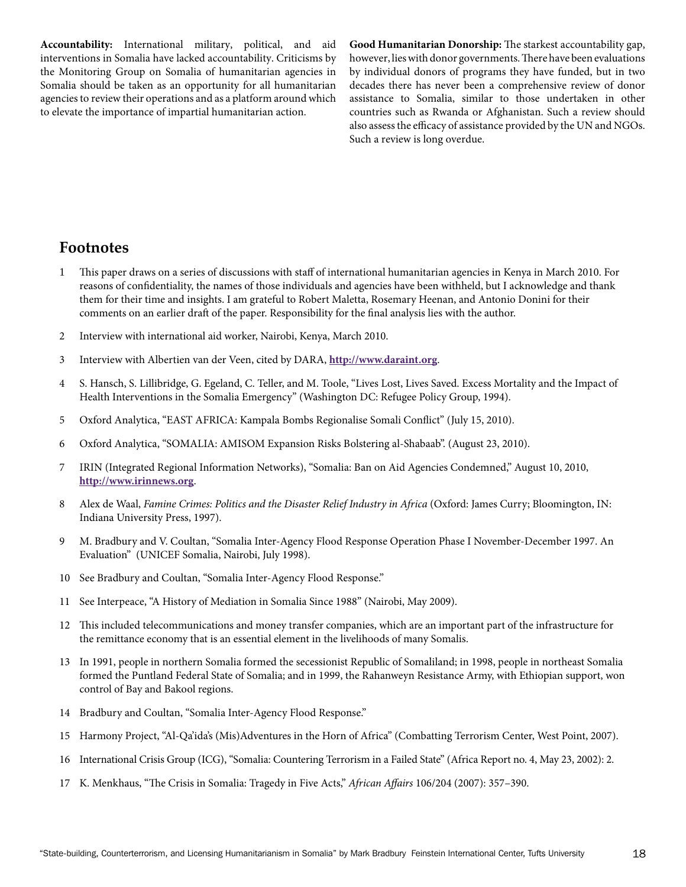**Accountability:** International military, political, and aid interventions in Somalia have lacked accountability. Criticisms by the Monitoring Group on Somalia of humanitarian agencies in Somalia should be taken as an opportunity for all humanitarian agencies to review their operations and as a platform around which to elevate the importance of impartial humanitarian action.

**Good Humanitarian Donorship:** The starkest accountability gap, however, lies with donor governments. There have been evaluations by individual donors of programs they have funded, but in two decades there has never been a comprehensive review of donor assistance to Somalia, similar to those undertaken in other countries such as Rwanda or Afghanistan. Such a review should also assess the efficacy of assistance provided by the UN and NGOs. Such a review is long overdue.

## Footnotes

1. This paper draws on a series of discussions with staff of international humanitarian agencies in Kenya in March 2010. For reasons of confidentiality, the names of those individuals and agencies have been withheld, but I acknowledge and thank them for their time and insights. I am grateful to Robert Maletta, Rosemary Heenan, and Antonio Donini for their comments on an earlier draft of the paper. Responsibility for the final analysis lies with the author.

2. Interview with international aid worker, Nairobi, Kenya, March 2010.

3. Interview with Albertien van der Veen, cited by DARA, **http://www.daraint.org**.

4. S. Hansch, S. Lillibridge, G. Egeland, C. Teller, and M. Toole, "Lives Lost, Lives Saved. Excess Mortality and the Impact of Health Interventions in the Somalia Emergency" (Washington DC: Refugee Policy Group, 1994).

5. Oxford Analytica, "EAST AFRICA: Kampala Bombs Regionalise Somali Conflict" (July 15, 2010).

6. Oxford Analytica, "SOMALIA: AMISOM Expansion Risks Bolstering al-Shabaab". (August 23, 2010).

7. IRIN (Integrated Regional Information Networks), "Somalia: Ban on Aid Agencies Condemned," August 10, 2010, **http://www.irinnews.org**.

8. Alex de Waal, *Famine Crimes: Politics and the Disaster Relief Industry in Africa* (Oxford: James Curry; Bloomington, IN: Indiana University Press, 1997).

9. M. Bradbury and V. Coultan, "Somalia Inter-Agency Flood Response Operation Phase I November-December 1997. An Evaluation" (UNICEF Somalia, Nairobi, July 1998).

10. See Bradbury and Coultan, "Somalia Inter-Agency Flood Response."

11. See Interpeace, "A History of Mediation in Somalia Since 1988" (Nairobi, May 2009).

12. This included telecommunications and money transfer companies, which are an important part of the infrastructure for the remittance economy that is an essential element in the livelihoods of many Somalis.

13. In 1991, people in northern Somalia formed the secessionist Republic of Somaliland; in 1998, people in northeast Somalia formed the Puntland Federal State of Somalia; and in 1999, the Rahanweyn Resistance Army, with Ethiopian support, won control of Bay and Bakool regions.

14. Bradbury and Coultan, "Somalia Inter-Agency Flood Response."

15. Harmony Project, "Al-Qa'ida's (Mis)Adventures in the Horn of Africa" (Combatting Terrorism Center, West Point, 2007).

16. International Crisis Group (ICG), "Somalia: Countering Terrorism in a Failed State" (Africa Report no. 4, May 23, 2002): 2.

17. K. Menkhaus, "The Crisis in Somalia: Tragedy in Five Acts," *African Affairs* 106/204 (2007): 357–390.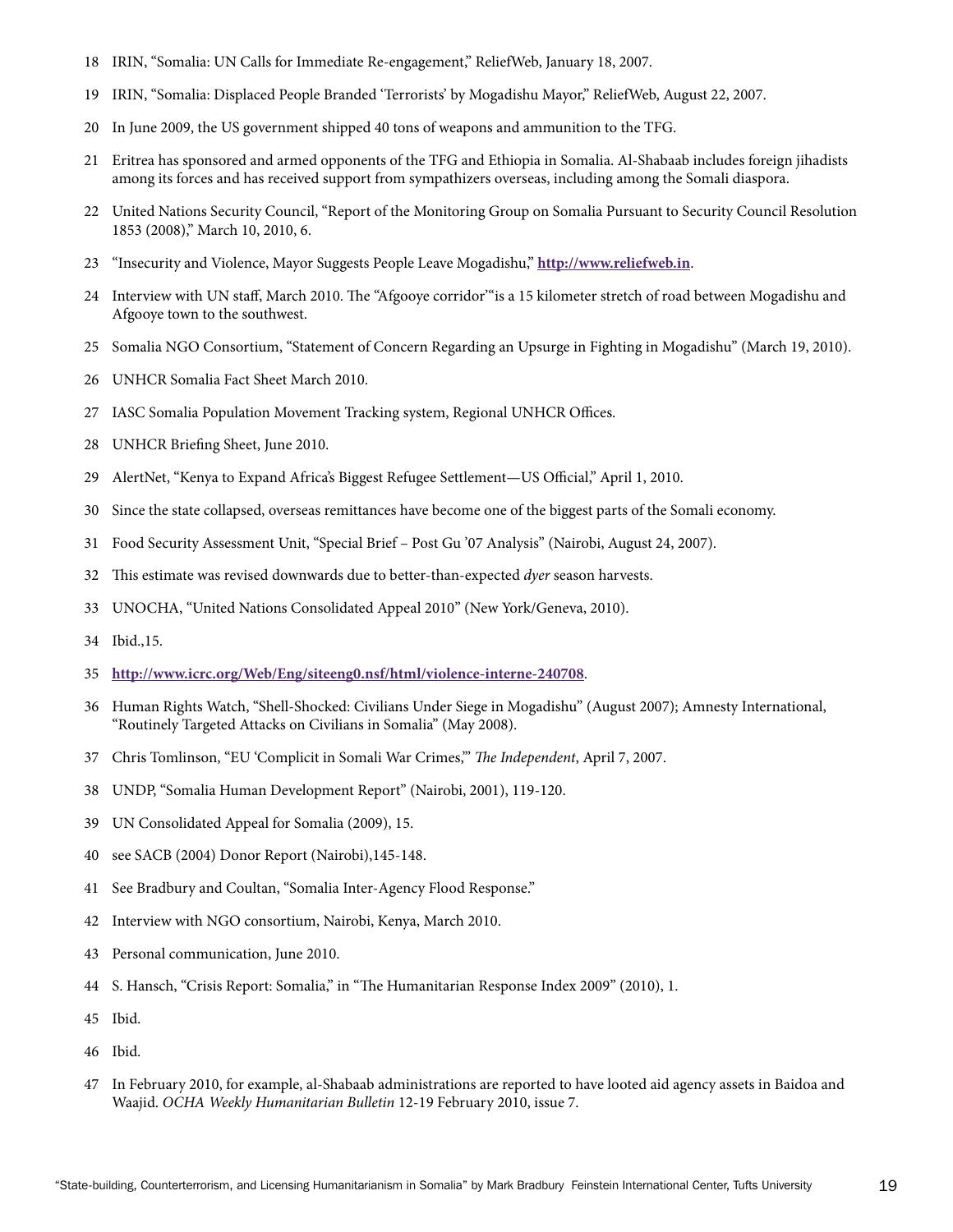18 IRIN, "Somalia: UN Calls for Immediate Re-engagement," ReliefWeb, January 18, 2007.

19 IRIN, "Somalia: Displaced People Branded 'Terrorists' by Mogadishu Mayor," ReliefWeb, August 22, 2007.

20 In June 2009, the US government shipped 40 tons of weapons and ammunition to the TFG.

21 Eritrea has sponsored and armed opponents of the TFG and Ethiopia in Somalia. Al-Shabaab includes foreign jihadists among its forces and has received support from sympathizers overseas, including among the Somali diaspora.

22 United Nations Security Council, "Report of the Monitoring Group on Somalia Pursuant to Security Council Resolution 1853 (2008)," March 10, 2010, 6.

23 "Insecurity and Violence, Mayor Suggests People Leave Mogadishu," **http://www.reliefweb.in**.

24 Interview with UN staff, March 2010. The "Afgooye corridor'"is a 15 kilometer stretch of road between Mogadishu and Afgooye town to the southwest.

25 Somalia NGO Consortium, "Statement of Concern Regarding an Upsurge in Fighting in Mogadishu" (March 19, 2010).

26 UNHCR Somalia Fact Sheet March 2010.

27 IASC Somalia Population Movement Tracking system, Regional UNHCR Offices.

28 UNHCR Briefing Sheet, June 2010.

29 AlertNet, "Kenya to Expand Africa's Biggest Refugee Settlement—US Official," April 1, 2010.

30 Since the state collapsed, overseas remittances have become one of the biggest parts of the Somali economy.

31 Food Security Assessment Unit, "Special Brief – Post Gu '07 Analysis" (Nairobi, August 24, 2007).

32 This estimate was revised downwards due to better-than-expected *dyer* season harvests.

33 UNOCHA, "United Nations Consolidated Appeal 2010" (New York/Geneva, 2010).

34 Ibid.,15.

35 **http://www.icrc.org/Web/Eng/siteeng0.nsf/html/violence-interne-240708**.

36 Human Rights Watch, "Shell-Shocked: Civilians Under Siege in Mogadishu" (August 2007); Amnesty International, "Routinely Targeted Attacks on Civilians in Somalia" (May 2008).

37 Chris Tomlinson, "EU 'Complicit in Somali War Crimes,'" *The Independent*, April 7, 2007.

38 UNDP, "Somalia Human Development Report" (Nairobi, 2001), 119-120.

39 UN Consolidated Appeal for Somalia (2009), 15.

40 see SACB (2004) Donor Report (Nairobi),145-148.

41 See Bradbury and Coultan, "Somalia Inter-Agency Flood Response."

42 Interview with NGO consortium, Nairobi, Kenya, March 2010.

43 Personal communication, June 2010.

44 S. Hansch, "Crisis Report: Somalia," in "The Humanitarian Response Index 2009" (2010), 1.

45 Ibid.

46 Ibid.

47 In February 2010, for example, al-Shabaab administrations are reported to have looted aid agency assets in Baidoa and Waajid. *OCHA Weekly Humanitarian Bulletin* 12-19 February 2010, issue 7.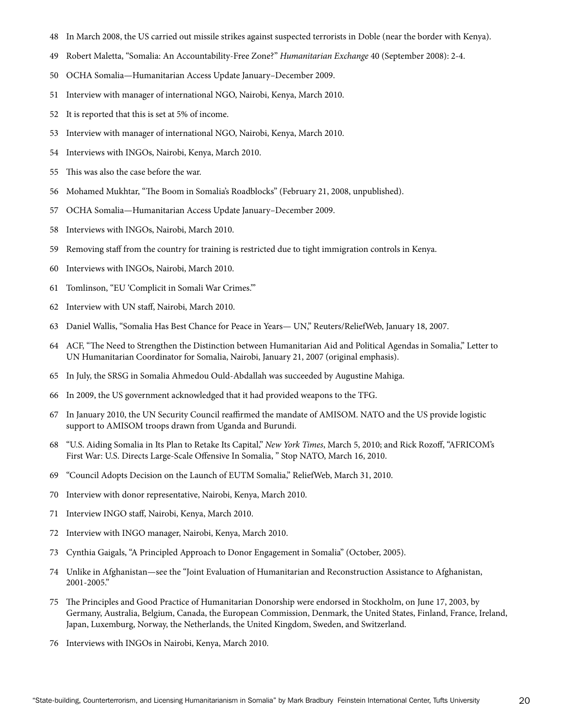48 In March 2008, the US carried out missile strikes against suspected terrorists in Doble (near the border with Kenya).

49 Robert Maletta, "Somalia: An Accountability-Free Zone?" *Humanitarian Exchange* 40 (September 2008): 2-4.

50 OCHA Somalia—Humanitarian Access Update January–December 2009.

51 Interview with manager of international NGO, Nairobi, Kenya, March 2010.

52 It is reported that this is set at 5% of income.

53 Interview with manager of international NGO, Nairobi, Kenya, March 2010.

54 Interviews with INGOs, Nairobi, Kenya, March 2010.

55 This was also the case before the war.

56 Mohamed Mukhtar, "The Boom in Somalia's Roadblocks" (February 21, 2008, unpublished).

57 OCHA Somalia—Humanitarian Access Update January–December 2009.

58 Interviews with INGOs, Nairobi, March 2010.

59 Removing staff from the country for training is restricted due to tight immigration controls in Kenya.

60 Interviews with INGOs, Nairobi, March 2010.

61 Tomlinson, "EU 'Complicit in Somali War Crimes.'"

62 Interview with UN staff, Nairobi, March 2010.

63 Daniel Wallis, "Somalia Has Best Chance for Peace in Years— UN," Reuters/ReliefWeb, January 18, 2007.

64 ACF, "The Need to Strengthen the Distinction between Humanitarian Aid and Political Agendas in Somalia," Letter to UN Humanitarian Coordinator for Somalia, Nairobi, January 21, 2007 (original emphasis).

65 In July, the SRSG in Somalia Ahmedou Ould-Abdallah was succeeded by Augustine Mahiga.

66 In 2009, the US government acknowledged that it had provided weapons to the TFG.

67 In January 2010, the UN Security Council reaffirmed the mandate of AMISOM. NATO and the US provide logistic support to AMISOM troops drawn from Uganda and Burundi.

68 "U.S. Aiding Somalia in Its Plan to Retake Its Capital," *New York Times*, March 5, 2010; and Rick Rozoff, "AFRICOM's First War: U.S. Directs Large-Scale Offensive In Somalia, " Stop NATO, March 16, 2010.

69 "Council Adopts Decision on the Launch of EUTM Somalia," ReliefWeb, March 31, 2010.

70 Interview with donor representative, Nairobi, Kenya, March 2010.

71 Interview INGO staff, Nairobi, Kenya, March 2010.

72 Interview with INGO manager, Nairobi, Kenya, March 2010.

73 Cynthia Gaigals, "A Principled Approach to Donor Engagement in Somalia" (October, 2005).

74 Unlike in Afghanistan—see the "Joint Evaluation of Humanitarian and Reconstruction Assistance to Afghanistan, 2001-2005."

75 The Principles and Good Practice of Humanitarian Donorship were endorsed in Stockholm, on June 17, 2003, by Germany, Australia, Belgium, Canada, the European Commission, Denmark, the United States, Finland, France, Ireland, Japan, Luxemburg, Norway, the Netherlands, the United Kingdom, Sweden, and Switzerland.

76 Interviews with INGOs in Nairobi, Kenya, March 2010.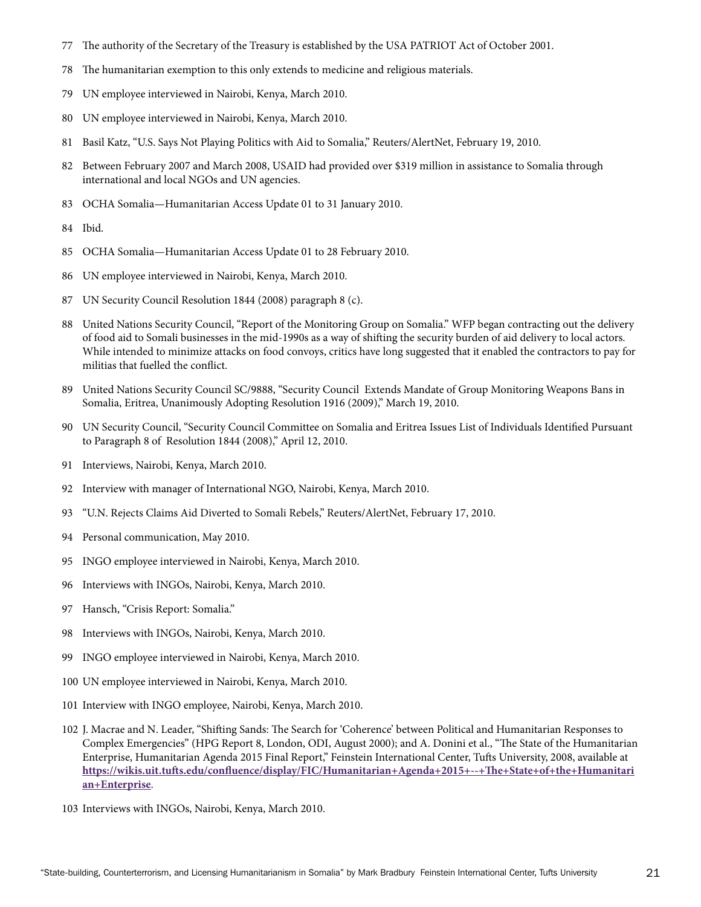77 The authority of the Secretary of the Treasury is established by the USA PATRIOT Act of October 2001.

78 The humanitarian exemption to this only extends to medicine and religious materials.

79 UN employee interviewed in Nairobi, Kenya, March 2010.

80 UN employee interviewed in Nairobi, Kenya, March 2010.

81 Basil Katz, "U.S. Says Not Playing Politics with Aid to Somalia," Reuters/AlertNet, February 19, 2010.

82 Between February 2007 and March 2008, USAID had provided over $319 million in assistance to Somalia through international and local NGOs and UN agencies.

83 OCHA Somalia—Humanitarian Access Update 01 to 31 January 2010.

84 Ibid.

85 OCHA Somalia—Humanitarian Access Update 01 to 28 February 2010.

86 UN employee interviewed in Nairobi, Kenya, March 2010.

87 UN Security Council Resolution 1844 (2008) paragraph 8 (c).

88 United Nations Security Council, "Report of the Monitoring Group on Somalia." WFP began contracting out the delivery of food aid to Somali businesses in the mid-1990s as a way of shifting the security burden of aid delivery to local actors. While intended to minimize attacks on food convoys, critics have long suggested that it enabled the contractors to pay for militias that fuelled the conflict.

89 United Nations Security Council SC/9888, "Security Council Extends Mandate of Group Monitoring Weapons Bans in Somalia, Eritrea, Unanimously Adopting Resolution 1916 (2009)," March 19, 2010.

90 UN Security Council, "Security Council Committee on Somalia and Eritrea Issues List of Individuals Identified Pursuant to Paragraph 8 of Resolution 1844 (2008)," April 12, 2010.

91 Interviews, Nairobi, Kenya, March 2010.

92 Interview with manager of International NGO, Nairobi, Kenya, March 2010.

93 "U.N. Rejects Claims Aid Diverted to Somali Rebels," Reuters/AlertNet, February 17, 2010.

94 Personal communication, May 2010.

95 INGO employee interviewed in Nairobi, Kenya, March 2010.

96 Interviews with INGOs, Nairobi, Kenya, March 2010.

97 Hansch, "Crisis Report: Somalia."

98 Interviews with INGOs, Nairobi, Kenya, March 2010.

99 INGO employee interviewed in Nairobi, Kenya, March 2010.

100 UN employee interviewed in Nairobi, Kenya, March 2010.

101 Interview with INGO employee, Nairobi, Kenya, March 2010.

102 J. Macrae and N. Leader, "Shifting Sands: The Search for 'Coherence' between Political and Humanitarian Responses to Complex Emergencies" (HPG Report 8, London, ODI, August 2000); and A. Donini et al., "The State of the Humanitarian Enterprise, Humanitarian Agenda 2015 Final Report," Feinstein International Center, Tufts University, 2008, available at **https://wikis.uit.tufts.edu/confluence/display/FIC/Humanitarian+Agenda+2015+--+The+State+of+the+Humanitarian+Enterprise**.

103 Interviews with INGOs, Nairobi, Kenya, March 2010.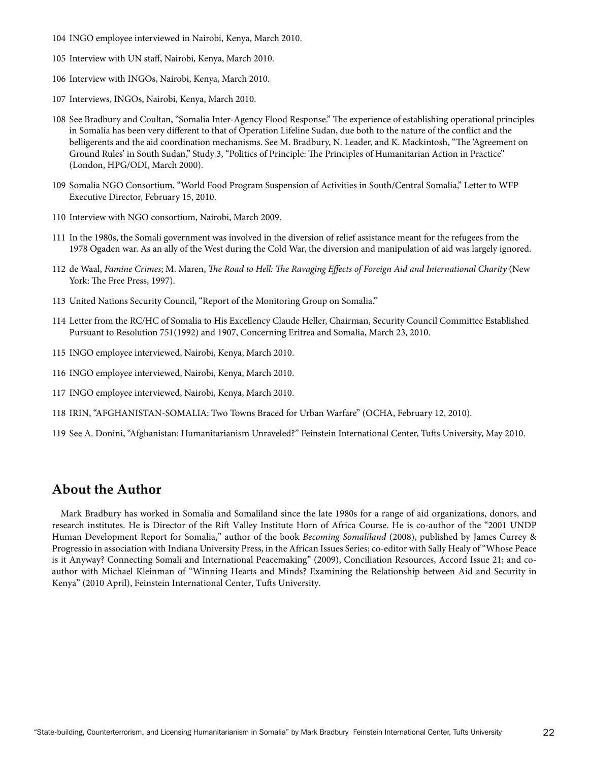104 INGO employee interviewed in Nairobi, Kenya, March 2010.

105 Interview with UN staff, Nairobi, Kenya, March 2010.

106 Interview with INGOs, Nairobi, Kenya, March 2010.

107 Interviews, INGOs, Nairobi, Kenya, March 2010.

108 See Bradbury and Coultan, "Somalia Inter-Agency Flood Response." The experience of establishing operational principles in Somalia has been very different to that of Operation Lifeline Sudan, due both to the nature of the conflict and the belligerents and the aid coordination mechanisms. See M. Bradbury, N. Leader, and K. Mackintosh, "The 'Agreement on Ground Rules' in South Sudan," Study 3, "Politics of Principle: The Principles of Humanitarian Action in Practice" (London, HPG/ODI, March 2000).

109 Somalia NGO Consortium, "World Food Program Suspension of Activities in South/Central Somalia," Letter to WFP Executive Director, February 15, 2010.

110 Interview with NGO consortium, Nairobi, March 2009.

111 In the 1980s, the Somali government was involved in the diversion of relief assistance meant for the refugees from the 1978 Ogaden war. As an ally of the West during the Cold War, the diversion and manipulation of aid was largely ignored.

112 de Waal, *Famine Crimes*; M. Maren, *The Road to Hell: The Ravaging Effects of Foreign Aid and International Charity* (New York: The Free Press, 1997).

113 United Nations Security Council, "Report of the Monitoring Group on Somalia."

114 Letter from the RC/HC of Somalia to His Excellency Claude Heller, Chairman, Security Council Committee Established Pursuant to Resolution 751(1992) and 1907, Concerning Eritrea and Somalia, March 23, 2010.

115 INGO employee interviewed, Nairobi, Kenya, March 2010.

116 INGO employee interviewed, Nairobi, Kenya, March 2010.

117 INGO employee interviewed, Nairobi, Kenya, March 2010.

118 IRIN, "AFGHANISTAN-SOMALIA: Two Towns Braced for Urban Warfare" (OCHA, February 12, 2010).

119 See A. Donini, "Afghanistan: Humanitarianism Unraveled?" Feinstein International Center, Tufts University, May 2010.

## About the Author

Mark Bradbury has worked in Somalia and Somaliland since the late 1980s for a range of aid organizations, donors, and research institutes. He is Director of the Rift Valley Institute Horn of Africa Course. He is co-author of the "2001 UNDP Human Development Report for Somalia," author of the book *Becoming Somaliland* (2008), published by James Currey & Progressio in association with Indiana University Press, in the African Issues Series; co-editor with Sally Healy of "Whose Peace is it Anyway? Connecting Somali and International Peacemaking" (2009), Conciliation Resources, Accord Issue 21; and co-author with Michael Kleinman of "Winning Hearts and Minds? Examining the Relationship between Aid and Security in Kenya" (2010 April), Feinstein International Center, Tufts University.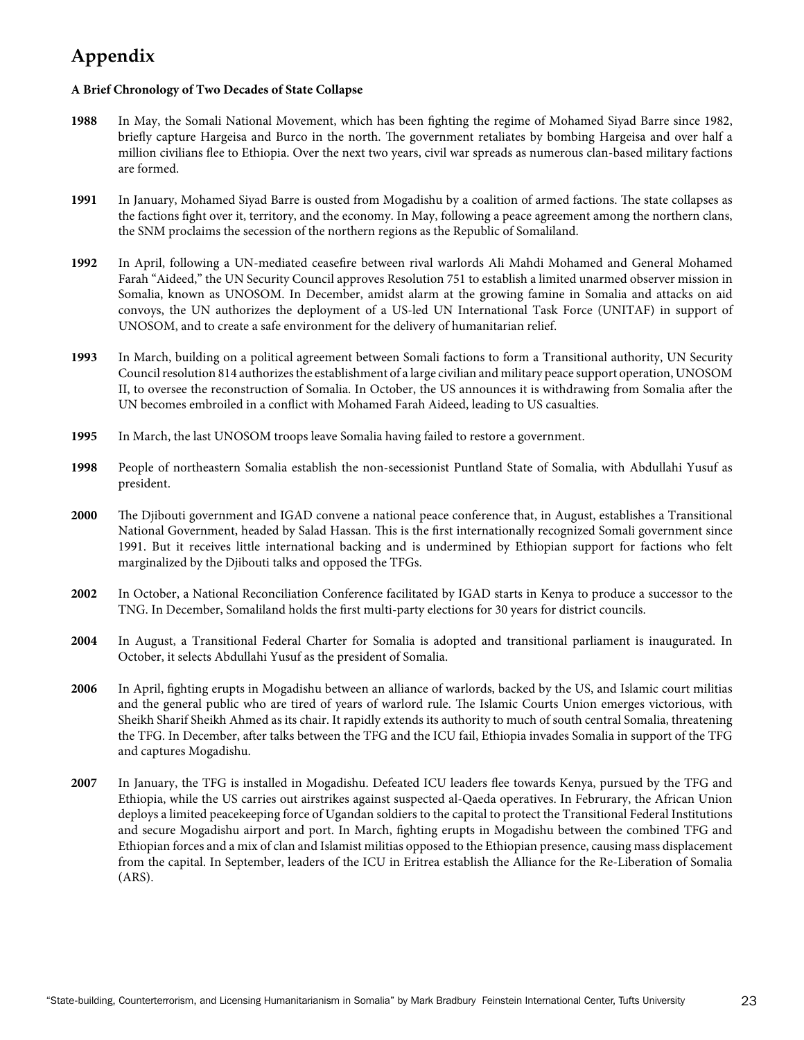# Appendix

**A Brief Chronology of Two Decades of State Collapse**

**1988** In May, the Somali National Movement, which has been fighting the regime of Mohamed Siyad Barre since 1982, briefly capture Hargeisa and Burco in the north. The government retaliates by bombing Hargeisa and over half a million civilians flee to Ethiopia. Over the next two years, civil war spreads as numerous clan-based military factions are formed.

**1991** In January, Mohamed Siyad Barre is ousted from Mogadishu by a coalition of armed factions. The state collapses as the factions fight over it, territory, and the economy. In May, following a peace agreement among the northern clans, the SNM proclaims the secession of the northern regions as the Republic of Somaliland.

**1992** In April, following a UN-mediated ceasefire between rival warlords Ali Mahdi Mohamed and General Mohamed Farah "Aideed," the UN Security Council approves Resolution 751 to establish a limited unarmed observer mission in Somalia, known as UNOSOM. In December, amidst alarm at the growing famine in Somalia and attacks on aid convoys, the UN authorizes the deployment of a US-led UN International Task Force (UNITAF) in support of UNOSOM, and to create a safe environment for the delivery of humanitarian relief.

**1993** In March, building on a political agreement between Somali factions to form a Transitional authority, UN Security Council resolution 814 authorizes the establishment of a large civilian and military peace support operation, UNOSOM II, to oversee the reconstruction of Somalia. In October, the US announces it is withdrawing from Somalia after the UN becomes embroiled in a conflict with Mohamed Farah Aideed, leading to US casualties.

**1995** In March, the last UNOSOM troops leave Somalia having failed to restore a government.

**1998** People of northeastern Somalia establish the non-secessionist Puntland State of Somalia, with Abdullahi Yusuf as president.

**2000** The Djibouti government and IGAD convene a national peace conference that, in August, establishes a Transitional National Government, headed by Salad Hassan. This is the first internationally recognized Somali government since 1991. But it receives little international backing and is undermined by Ethiopian support for factions who felt marginalized by the Djibouti talks and opposed the TFGs.

**2002** In October, a National Reconciliation Conference facilitated by IGAD starts in Kenya to produce a successor to the TNG. In December, Somaliland holds the first multi-party elections for 30 years for district councils.

**2004** In August, a Transitional Federal Charter for Somalia is adopted and transitional parliament is inaugurated. In October, it selects Abdullahi Yusuf as the president of Somalia.

**2006** In April, fighting erupts in Mogadishu between an alliance of warlords, backed by the US, and Islamic court militias and the general public who are tired of years of warlord rule. The Islamic Courts Union emerges victorious, with Sheikh Sharif Sheikh Ahmed as its chair. It rapidly extends its authority to much of south central Somalia, threatening the TFG. In December, after talks between the TFG and the ICU fail, Ethiopia invades Somalia in support of the TFG and captures Mogadishu.

**2007** In January, the TFG is installed in Mogadishu. Defeated ICU leaders flee towards Kenya, pursued by the TFG and Ethiopia, while the US carries out airstrikes against suspected al-Qaeda operatives. In Februrary, the African Union deploys a limited peacekeeping force of Ugandan soldiers to the capital to protect the Transitional Federal Institutions and secure Mogadishu airport and port. In March, fighting erupts in Mogadishu between the combined TFG and Ethiopian forces and a mix of clan and Islamist militias opposed to the Ethiopian presence, causing mass displacement from the capital. In September, leaders of the ICU in Eritrea establish the Alliance for the Re-Liberation of Somalia (ARS).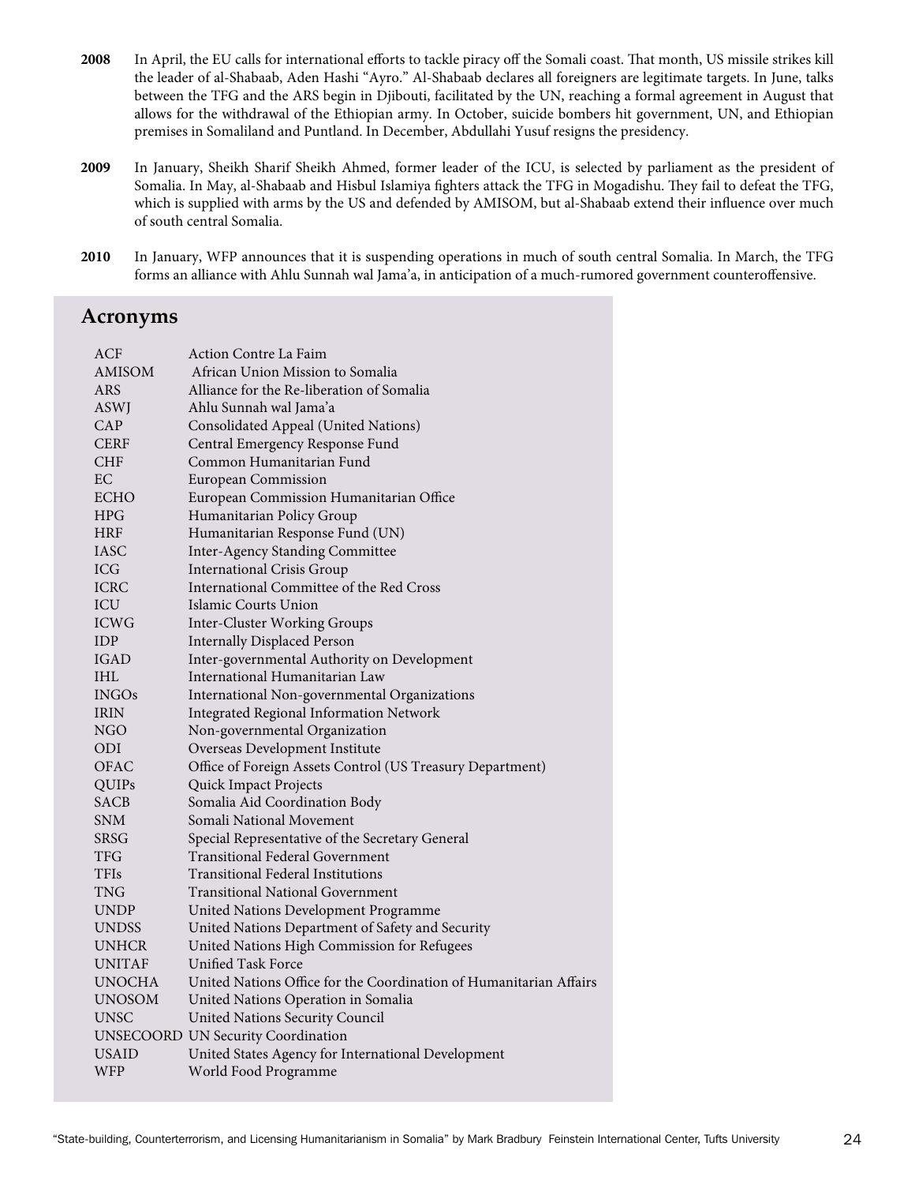**2008** In April, the EU calls for international efforts to tackle piracy off the Somali coast. That month, US missile strikes kill the leader of al-Shabaab, Aden Hashi "Ayro." Al-Shabaab declares all foreigners are legitimate targets. In June, talks between the TFG and the ARS begin in Djibouti, facilitated by the UN, reaching a formal agreement in August that allows for the withdrawal of the Ethiopian army. In October, suicide bombers hit government, UN, and Ethiopian premises in Somaliland and Puntland. In December, Abdullahi Yusuf resigns the presidency.

**2009** In January, Sheikh Sharif Sheikh Ahmed, former leader of the ICU, is selected by parliament as the president of Somalia. In May, al-Shabaab and Hisbul Islamiya fighters attack the TFG in Mogadishu. They fail to defeat the TFG, which is supplied with arms by the US and defended by AMISOM, but al-Shabaab extend their influence over much of south central Somalia.

**2010** In January, WFP announces that it is suspending operations in much of south central Somalia. In March, the TFG forms an alliance with Ahlu Sunnah wal Jama'a, in anticipation of a much-rumored government counteroffensive.

## Acronyms

| | |
|---|---|
| ACF | Action Contre La Faim |
| AMISOM | African Union Mission to Somalia |
| ARS | Alliance for the Re-liberation of Somalia |
| ASWJ | Ahlu Sunnah wal Jama'a |
| CAP | Consolidated Appeal (United Nations) |
| CERF | Central Emergency Response Fund |
| CHF | Common Humanitarian Fund |
| EC | European Commission |
| ECHO | European Commission Humanitarian Office |
| HPG | Humanitarian Policy Group |
| HRF | Humanitarian Response Fund (UN) |
| IASC | Inter-Agency Standing Committee |
| ICG | International Crisis Group |
| ICRC | International Committee of the Red Cross |
| ICU | Islamic Courts Union |
| ICWG | Inter-Cluster Working Groups |
| IDP | Internally Displaced Person |
| IGAD | Inter-governmental Authority on Development |
| IHL | International Humanitarian Law |
| INGOs | International Non-governmental Organizations |
| IRIN | Integrated Regional Information Network |
| NGO | Non-governmental Organization |
| ODI | Overseas Development Institute |
| OFAC | Office of Foreign Assets Control (US Treasury Department) |
| QUIPs | Quick Impact Projects |
| SACB | Somalia Aid Coordination Body |
| SNM | Somali National Movement |
| SRSG | Special Representative of the Secretary General |
| TFG | Transitional Federal Government |
| TFIs | Transitional Federal Institutions |
| TNG | Transitional National Government |
| UNDP | United Nations Development Programme |
| UNDSS | United Nations Department of Safety and Security |
| UNHCR | United Nations High Commission for Refugees |
| UNITAF | Unified Task Force |
| UNOCHA | United Nations Office for the Coordination of Humanitarian Affairs |
| UNOSOM | United Nations Operation in Somalia |
| UNSC | United Nations Security Council |
| UNSECOORD | UN Security Coordination |
| USAID | United States Agency for International Development |
| WFP | World Food Programme |